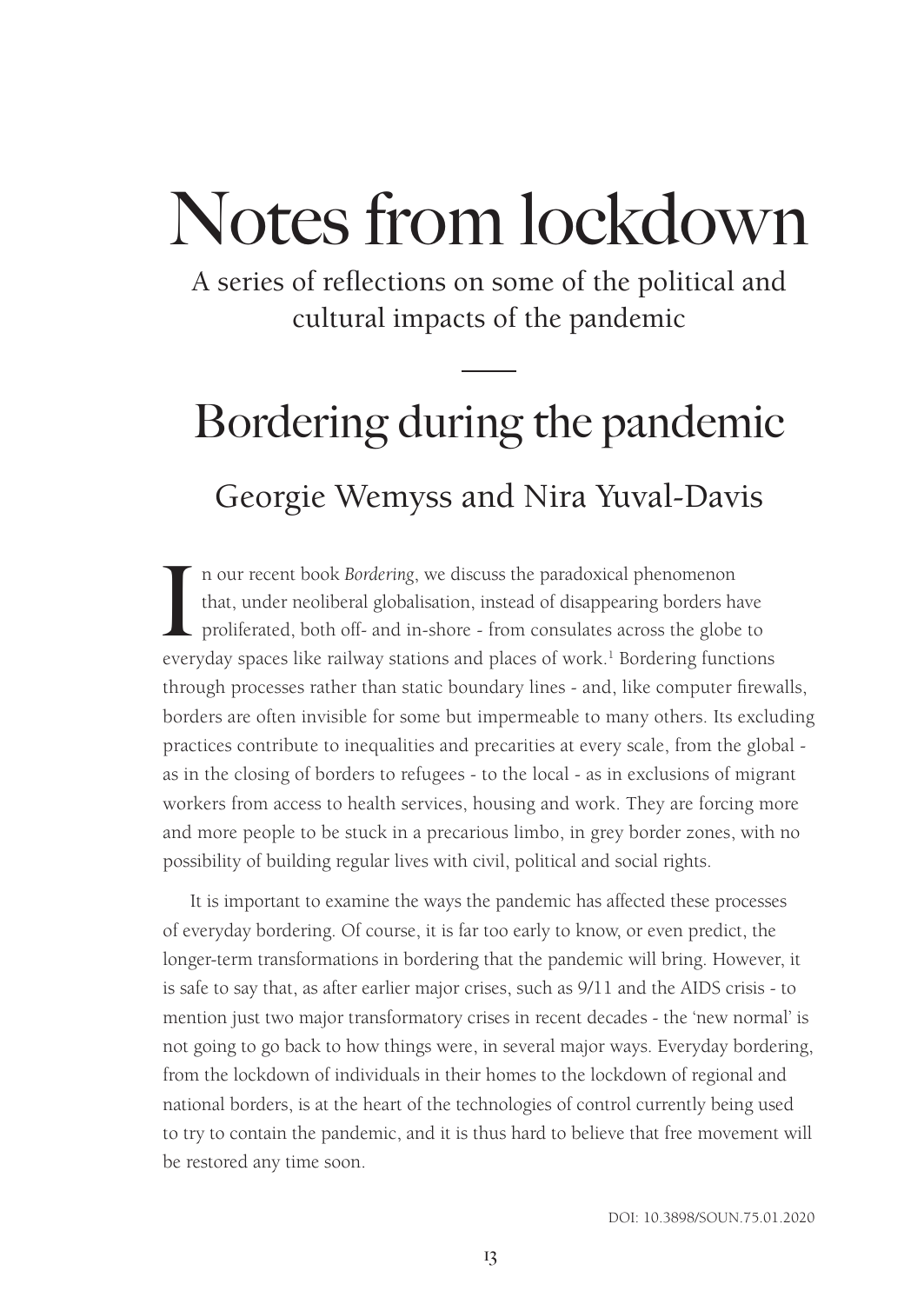# Notes from lockdown

A series of reflections on some of the political and cultural impacts of the pandemic

## Bordering during the pandemic

### Georgie Wemyss and Nira Yuval-Davis

In our recent book *Bordering*, we discuss the paradoxical phenomenon that, under neoliberal globalisation, instead of disappearing borders have proliferated, both off- and in-shore - from consulates across the globe to everyday spaces like railway stations and places of work.[1] Bordering functions through processes rather than static boundary lines - and, like computer firewalls, borders are often invisible for some but impermeable to many others. Its excluding practices contribute to inequalities and precarities at every scale, from the global - as in the closing of borders to refugees - to the local - as in exclusions of migrant workers from access to health services, housing and work. They are forcing more and more people to be stuck in a precarious limbo, in grey border zones, with no possibility of building regular lives with civil, political and social rights.

It is important to examine the ways the pandemic has affected these processes of everyday bordering. Of course, it is far too early to know, or even predict, the longer-term transformations in bordering that the pandemic will bring. However, it is safe to say that, as after earlier major crises, such as 9/11 and the AIDS crisis - to mention just two major transformatory crises in recent decades - the 'new normal' is not going to go back to how things were, in several major ways. Everyday bordering, from the lockdown of individuals in their homes to the lockdown of regional and national borders, is at the heart of the technologies of control currently being used to try to contain the pandemic, and it is thus hard to believe that free movement will be restored any time soon.

DOI: 10.3898/SOUN.75.01.2020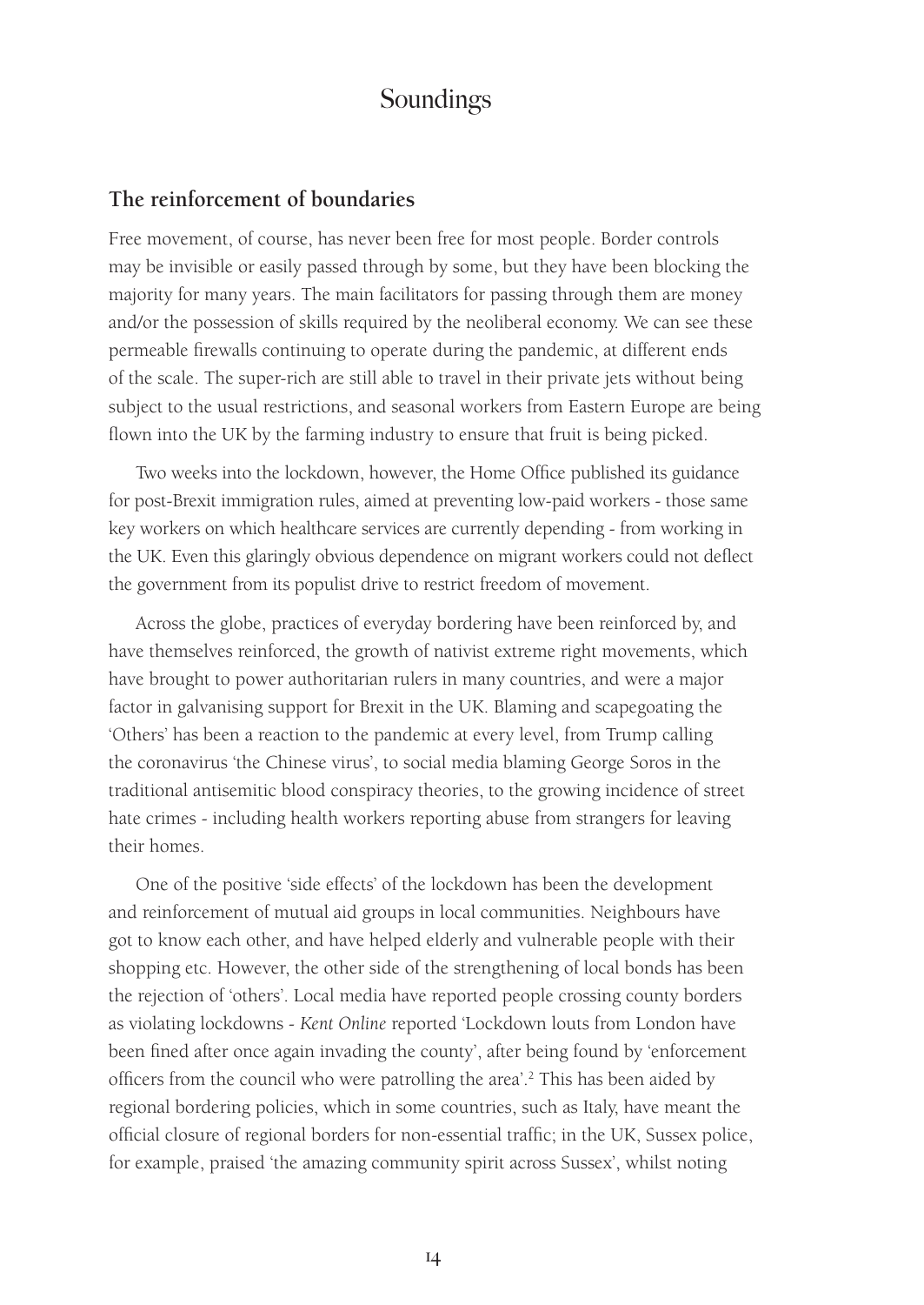## The reinforcement of boundaries

Free movement, of course, has never been free for most people. Border controls may be invisible or easily passed through by some, but they have been blocking the majority for many years. The main facilitators for passing through them are money and/or the possession of skills required by the neoliberal economy. We can see these permeable firewalls continuing to operate during the pandemic, at different ends of the scale. The super-rich are still able to travel in their private jets without being subject to the usual restrictions, and seasonal workers from Eastern Europe are being flown into the UK by the farming industry to ensure that fruit is being picked.

Two weeks into the lockdown, however, the Home Office published its guidance for post-Brexit immigration rules, aimed at preventing low-paid workers - those same key workers on which healthcare services are currently depending - from working in the UK. Even this glaringly obvious dependence on migrant workers could not deflect the government from its populist drive to restrict freedom of movement.

Across the globe, practices of everyday bordering have been reinforced by, and have themselves reinforced, the growth of nativist extreme right movements, which have brought to power authoritarian rulers in many countries, and were a major factor in galvanising support for Brexit in the UK. Blaming and scapegoating the 'Others' has been a reaction to the pandemic at every level, from Trump calling the coronavirus 'the Chinese virus', to social media blaming George Soros in the traditional antisemitic blood conspiracy theories, to the growing incidence of street hate crimes - including health workers reporting abuse from strangers for leaving their homes.

One of the positive 'side effects' of the lockdown has been the development and reinforcement of mutual aid groups in local communities. Neighbours have got to know each other, and have helped elderly and vulnerable people with their shopping etc. However, the other side of the strengthening of local bonds has been the rejection of 'others'. Local media have reported people crossing county borders as violating lockdowns - *Kent Online* reported 'Lockdown louts from London have been fined after once again invading the county', after being found by 'enforcement officers from the council who were patrolling the area'.[2] This has been aided by regional bordering policies, which in some countries, such as Italy, have meant the official closure of regional borders for non-essential traffic; in the UK, Sussex police, for example, praised 'the amazing community spirit across Sussex', whilst noting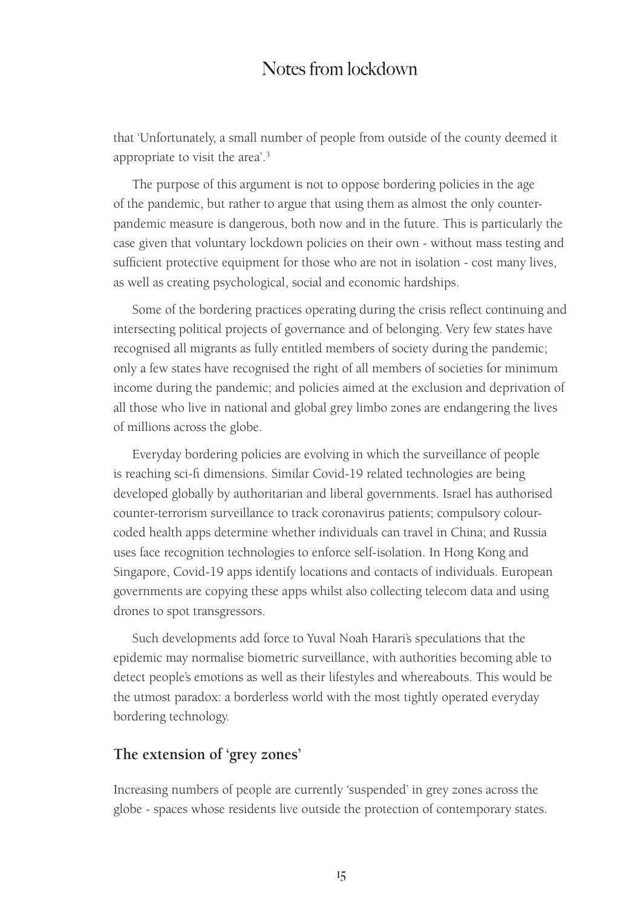that 'Unfortunately, a small number of people from outside of the county deemed it appropriate to visit the area'.[3]

The purpose of this argument is not to oppose bordering policies in the age of the pandemic, but rather to argue that using them as almost the only counter-pandemic measure is dangerous, both now and in the future. This is particularly the case given that voluntary lockdown policies on their own - without mass testing and sufficient protective equipment for those who are not in isolation - cost many lives, as well as creating psychological, social and economic hardships.

Some of the bordering practices operating during the crisis reflect continuing and intersecting political projects of governance and of belonging. Very few states have recognised all migrants as fully entitled members of society during the pandemic; only a few states have recognised the right of all members of societies for minimum income during the pandemic; and policies aimed at the exclusion and deprivation of all those who live in national and global grey limbo zones are endangering the lives of millions across the globe.

Everyday bordering policies are evolving in which the surveillance of people is reaching sci-fi dimensions. Similar Covid-19 related technologies are being developed globally by authoritarian and liberal governments. Israel has authorised counter-terrorism surveillance to track coronavirus patients; compulsory colour-coded health apps determine whether individuals can travel in China; and Russia uses face recognition technologies to enforce self-isolation. In Hong Kong and Singapore, Covid-19 apps identify locations and contacts of individuals. European governments are copying these apps whilst also collecting telecom data and using drones to spot transgressors.

Such developments add force to Yuval Noah Harari's speculations that the epidemic may normalise biometric surveillance, with authorities becoming able to detect people's emotions as well as their lifestyles and whereabouts. This would be the utmost paradox: a borderless world with the most tightly operated everyday bordering technology.

## The extension of 'grey zones'

Increasing numbers of people are currently 'suspended' in grey zones across the globe - spaces whose residents live outside the protection of contemporary states.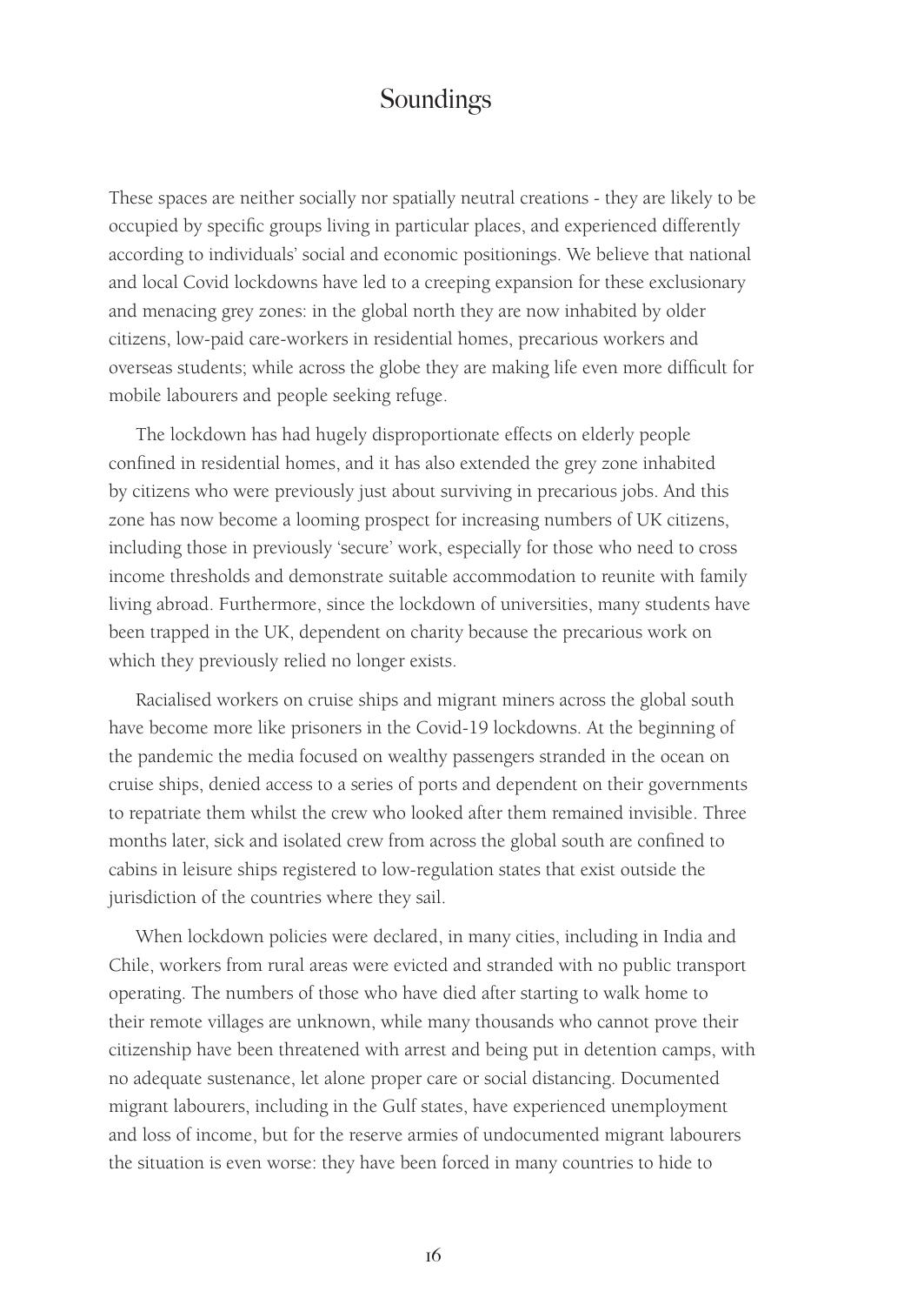These spaces are neither socially nor spatially neutral creations - they are likely to be occupied by specific groups living in particular places, and experienced differently according to individuals' social and economic positionings. We believe that national and local Covid lockdowns have led to a creeping expansion for these exclusionary and menacing grey zones: in the global north they are now inhabited by older citizens, low-paid care-workers in residential homes, precarious workers and overseas students; while across the globe they are making life even more difficult for mobile labourers and people seeking refuge.

The lockdown has had hugely disproportionate effects on elderly people confined in residential homes, and it has also extended the grey zone inhabited by citizens who were previously just about surviving in precarious jobs. And this zone has now become a looming prospect for increasing numbers of UK citizens, including those in previously 'secure' work, especially for those who need to cross income thresholds and demonstrate suitable accommodation to reunite with family living abroad. Furthermore, since the lockdown of universities, many students have been trapped in the UK, dependent on charity because the precarious work on which they previously relied no longer exists.

Racialised workers on cruise ships and migrant miners across the global south have become more like prisoners in the Covid-19 lockdowns. At the beginning of the pandemic the media focused on wealthy passengers stranded in the ocean on cruise ships, denied access to a series of ports and dependent on their governments to repatriate them whilst the crew who looked after them remained invisible. Three months later, sick and isolated crew from across the global south are confined to cabins in leisure ships registered to low-regulation states that exist outside the jurisdiction of the countries where they sail.

When lockdown policies were declared, in many cities, including in India and Chile, workers from rural areas were evicted and stranded with no public transport operating. The numbers of those who have died after starting to walk home to their remote villages are unknown, while many thousands who cannot prove their citizenship have been threatened with arrest and being put in detention camps, with no adequate sustenance, let alone proper care or social distancing. Documented migrant labourers, including in the Gulf states, have experienced unemployment and loss of income, but for the reserve armies of undocumented migrant labourers the situation is even worse: they have been forced in many countries to hide to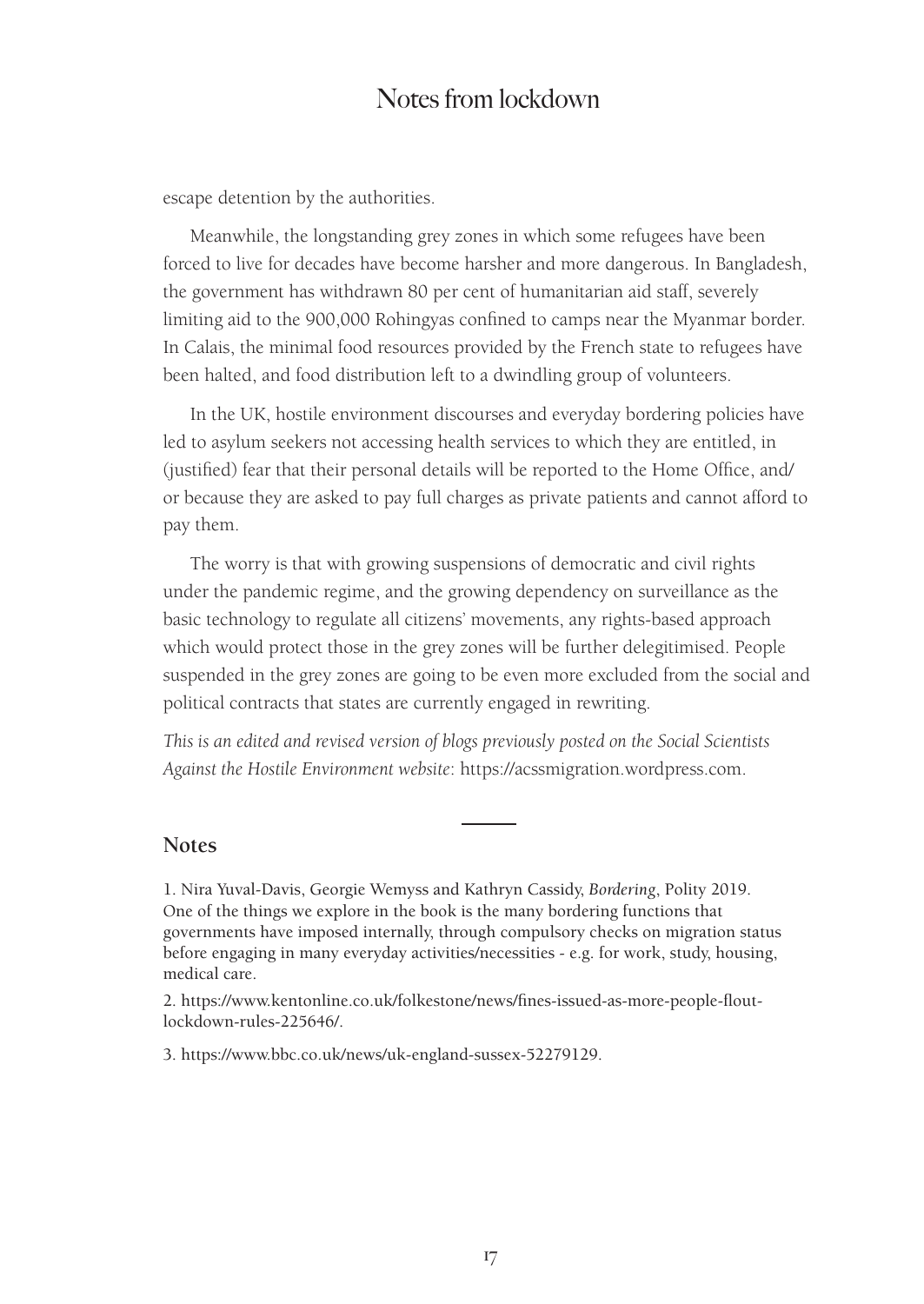escape detention by the authorities.

Meanwhile, the longstanding grey zones in which some refugees have been forced to live for decades have become harsher and more dangerous. In Bangladesh, the government has withdrawn 80 per cent of humanitarian aid staff, severely limiting aid to the 900,000 Rohingyas confined to camps near the Myanmar border. In Calais, the minimal food resources provided by the French state to refugees have been halted, and food distribution left to a dwindling group of volunteers.

In the UK, hostile environment discourses and everyday bordering policies have led to asylum seekers not accessing health services to which they are entitled, in (justified) fear that their personal details will be reported to the Home Office, and/or because they are asked to pay full charges as private patients and cannot afford to pay them.

The worry is that with growing suspensions of democratic and civil rights under the pandemic regime, and the growing dependency on surveillance as the basic technology to regulate all citizens' movements, any rights-based approach which would protect those in the grey zones will be further delegitimised. People suspended in the grey zones are going to be even more excluded from the social and political contracts that states are currently engaged in rewriting.

*This is an edited and revised version of blogs previously posted on the Social Scientists Against the Hostile Environment website*: https://acssmigration.wordpress.com.

---

## Notes

1. Nira Yuval-Davis, Georgie Wemyss and Kathryn Cassidy, *Bordering*, Polity 2019. One of the things we explore in the book is the many bordering functions that governments have imposed internally, through compulsory checks on migration status before engaging in many everyday activities/necessities - e.g. for work, study, housing, medical care.

2. https://www.kentonline.co.uk/folkestone/news/fines-issued-as-more-people-flout-lockdown-rules-225646/.

3. https://www.bbc.co.uk/news/uk-england-sussex-52279129.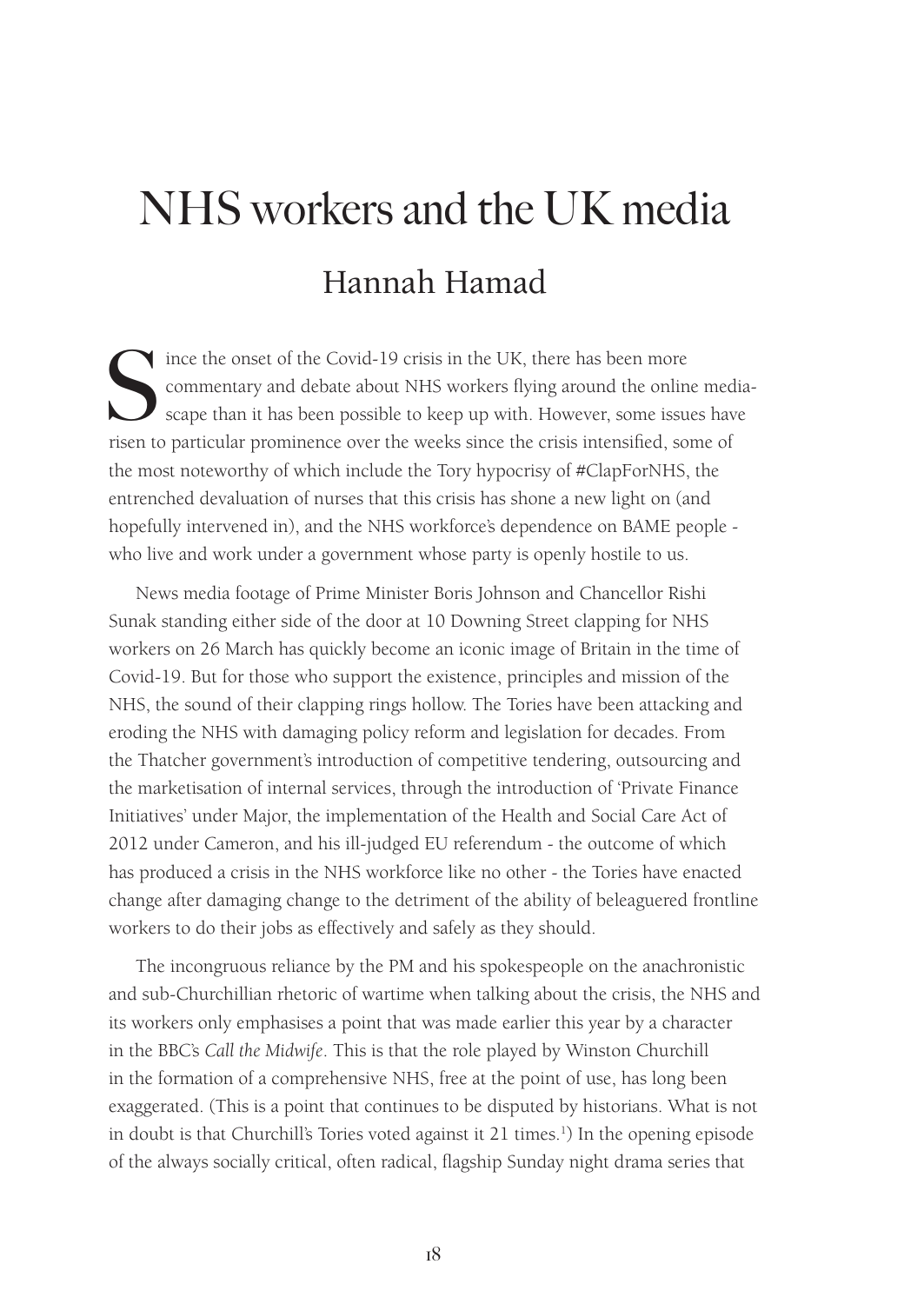# NHS workers and the UK media

## Hannah Hamad

Since the onset of the Covid-19 crisis in the UK, there has been more commentary and debate about NHS workers flying around the online media-scape than it has been possible to keep up with. However, some issues have risen to particular prominence over the weeks since the crisis intensified, some of the most noteworthy of which include the Tory hypocrisy of #ClapForNHS, the entrenched devaluation of nurses that this crisis has shone a new light on (and hopefully intervened in), and the NHS workforce's dependence on BAME people - who live and work under a government whose party is openly hostile to us.

News media footage of Prime Minister Boris Johnson and Chancellor Rishi Sunak standing either side of the door at 10 Downing Street clapping for NHS workers on 26 March has quickly become an iconic image of Britain in the time of Covid-19. But for those who support the existence, principles and mission of the NHS, the sound of their clapping rings hollow. The Tories have been attacking and eroding the NHS with damaging policy reform and legislation for decades. From the Thatcher government's introduction of competitive tendering, outsourcing and the marketisation of internal services, through the introduction of 'Private Finance Initiatives' under Major, the implementation of the Health and Social Care Act of 2012 under Cameron, and his ill-judged EU referendum - the outcome of which has produced a crisis in the NHS workforce like no other - the Tories have enacted change after damaging change to the detriment of the ability of beleaguered frontline workers to do their jobs as effectively and safely as they should.

The incongruous reliance by the PM and his spokespeople on the anachronistic and sub-Churchillian rhetoric of wartime when talking about the crisis, the NHS and its workers only emphasises a point that was made earlier this year by a character in the BBC's *Call the Midwife*. This is that the role played by Winston Churchill in the formation of a comprehensive NHS, free at the point of use, has long been exaggerated. (This is a point that continues to be disputed by historians. What is not in doubt is that Churchill's Tories voted against it 21 times.[1]) In the opening episode of the always socially critical, often radical, flagship Sunday night drama series that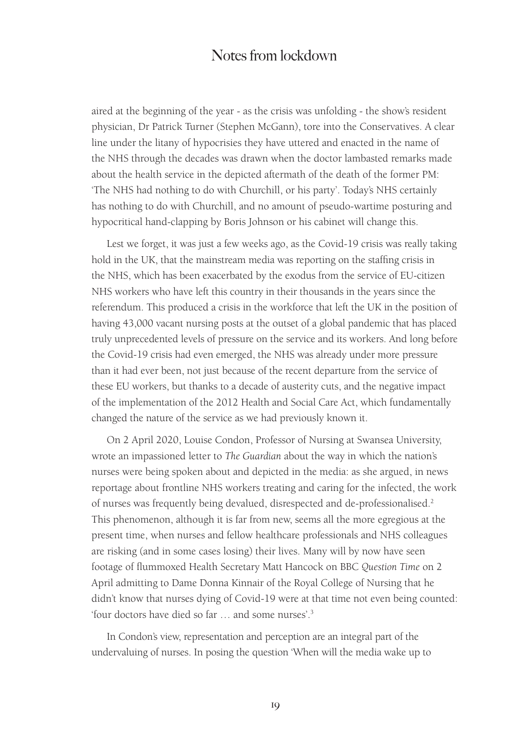aired at the beginning of the year - as the crisis was unfolding - the show's resident physician, Dr Patrick Turner (Stephen McGann), tore into the Conservatives. A clear line under the litany of hypocrisies they have uttered and enacted in the name of the NHS through the decades was drawn when the doctor lambasted remarks made about the health service in the depicted aftermath of the death of the former PM: 'The NHS had nothing to do with Churchill, or his party'. Today's NHS certainly has nothing to do with Churchill, and no amount of pseudo-wartime posturing and hypocritical hand-clapping by Boris Johnson or his cabinet will change this.

Lest we forget, it was just a few weeks ago, as the Covid-19 crisis was really taking hold in the UK, that the mainstream media was reporting on the staffing crisis in the NHS, which has been exacerbated by the exodus from the service of EU-citizen NHS workers who have left this country in their thousands in the years since the referendum. This produced a crisis in the workforce that left the UK in the position of having 43,000 vacant nursing posts at the outset of a global pandemic that has placed truly unprecedented levels of pressure on the service and its workers. And long before the Covid-19 crisis had even emerged, the NHS was already under more pressure than it had ever been, not just because of the recent departure from the service of these EU workers, but thanks to a decade of austerity cuts, and the negative impact of the implementation of the 2012 Health and Social Care Act, which fundamentally changed the nature of the service as we had previously known it.

On 2 April 2020, Louise Condon, Professor of Nursing at Swansea University, wrote an impassioned letter to *The Guardian* about the way in which the nation's nurses were being spoken about and depicted in the media: as she argued, in news reportage about frontline NHS workers treating and caring for the infected, the work of nurses was frequently being devalued, disrespected and de-professionalised.[2] This phenomenon, although it is far from new, seems all the more egregious at the present time, when nurses and fellow healthcare professionals and NHS colleagues are risking (and in some cases losing) their lives. Many will by now have seen footage of flummoxed Health Secretary Matt Hancock on BBC *Question Time* on 2 April admitting to Dame Donna Kinnair of the Royal College of Nursing that he didn't know that nurses dying of Covid-19 were at that time not even being counted: 'four doctors have died so far … and some nurses'.[3]

In Condon's view, representation and perception are an integral part of the undervaluing of nurses. In posing the question 'When will the media wake up to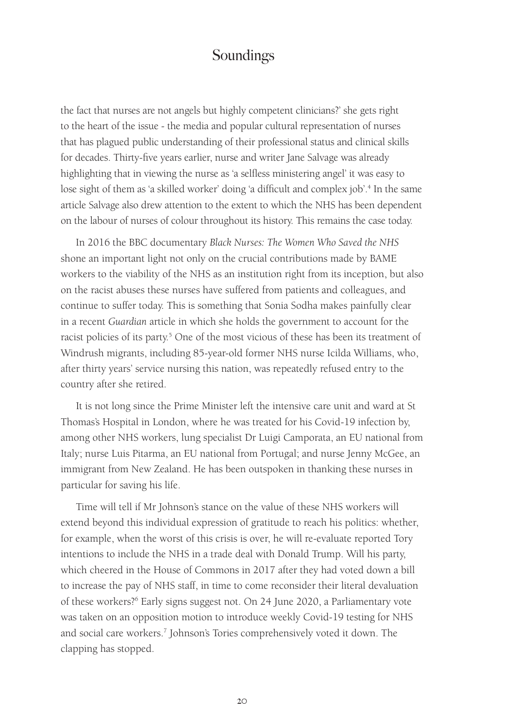the fact that nurses are not angels but highly competent clinicians?' she gets right to the heart of the issue - the media and popular cultural representation of nurses that has plagued public understanding of their professional status and clinical skills for decades. Thirty-five years earlier, nurse and writer Jane Salvage was already highlighting that in viewing the nurse as 'a selfless ministering angel' it was easy to lose sight of them as 'a skilled worker' doing 'a difficult and complex job'.[4] In the same article Salvage also drew attention to the extent to which the NHS has been dependent on the labour of nurses of colour throughout its history. This remains the case today.

In 2016 the BBC documentary *Black Nurses: The Women Who Saved the NHS* shone an important light not only on the crucial contributions made by BAME workers to the viability of the NHS as an institution right from its inception, but also on the racist abuses these nurses have suffered from patients and colleagues, and continue to suffer today. This is something that Sonia Sodha makes painfully clear in a recent *Guardian* article in which she holds the government to account for the racist policies of its party.[5] One of the most vicious of these has been its treatment of Windrush migrants, including 85-year-old former NHS nurse Icilda Williams, who, after thirty years' service nursing this nation, was repeatedly refused entry to the country after she retired.

It is not long since the Prime Minister left the intensive care unit and ward at St Thomas's Hospital in London, where he was treated for his Covid-19 infection by, among other NHS workers, lung specialist Dr Luigi Camporata, an EU national from Italy; nurse Luis Pitarma, an EU national from Portugal; and nurse Jenny McGee, an immigrant from New Zealand. He has been outspoken in thanking these nurses in particular for saving his life.

Time will tell if Mr Johnson's stance on the value of these NHS workers will extend beyond this individual expression of gratitude to reach his politics: whether, for example, when the worst of this crisis is over, he will re-evaluate reported Tory intentions to include the NHS in a trade deal with Donald Trump. Will his party, which cheered in the House of Commons in 2017 after they had voted down a bill to increase the pay of NHS staff, in time to come reconsider their literal devaluation of these workers?[6] Early signs suggest not. On 24 June 2020, a Parliamentary vote was taken on an opposition motion to introduce weekly Covid-19 testing for NHS and social care workers.[7] Johnson's Tories comprehensively voted it down. The clapping has stopped.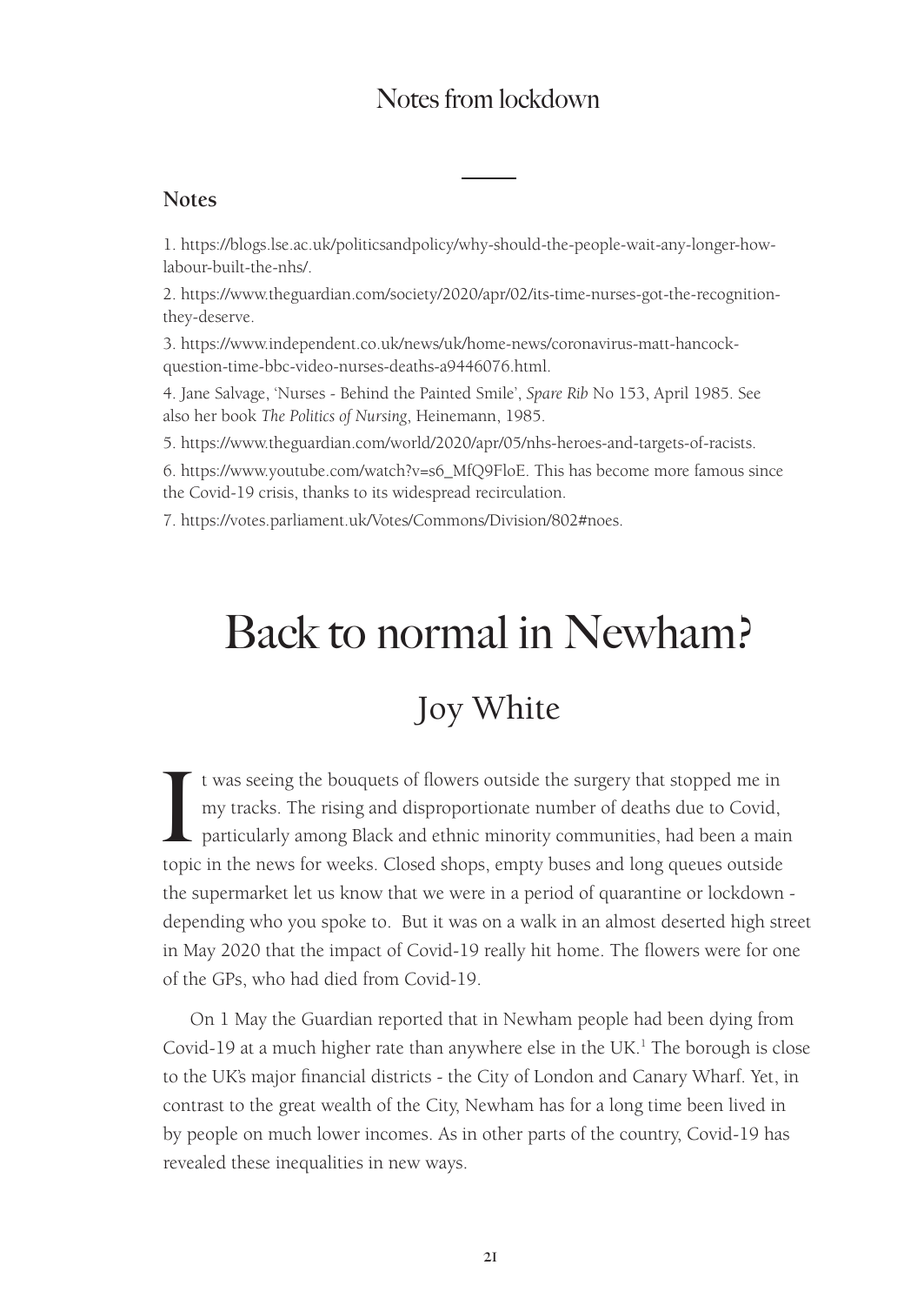## Notes

1. https://blogs.lse.ac.uk/politicsandpolicy/why-should-the-people-wait-any-longer-how-labour-built-the-nhs/.

2. https://www.theguardian.com/society/2020/apr/02/its-time-nurses-got-the-recognition-they-deserve.

3. https://www.independent.co.uk/news/uk/home-news/coronavirus-matt-hancock-question-time-bbc-video-nurses-deaths-a9446076.html.

4. Jane Salvage, 'Nurses - Behind the Painted Smile', *Spare Rib* No 153, April 1985. See also her book *The Politics of Nursing*, Heinemann, 1985.

5. https://www.theguardian.com/world/2020/apr/05/nhs-heroes-and-targets-of-racists.

6. https://www.youtube.com/watch?v=s6_MfQ9FloE. This has become more famous since the Covid-19 crisis, thanks to its widespread recirculation.

7. https://votes.parliament.uk/Votes/Commons/Division/802#noes.

# Back to normal in Newham?

## Joy White

It was seeing the bouquets of flowers outside the surgery that stopped me in my tracks. The rising and disproportionate number of deaths due to Covid, particularly among Black and ethnic minority communities, had been a main topic in the news for weeks. Closed shops, empty buses and long queues outside the supermarket let us know that we were in a period of quarantine or lockdown - depending who you spoke to. But it was on a walk in an almost deserted high street in May 2020 that the impact of Covid-19 really hit home. The flowers were for one of the GPs, who had died from Covid-19.

On 1 May the Guardian reported that in Newham people had been dying from Covid-19 at a much higher rate than anywhere else in the UK.[1] The borough is close to the UK's major financial districts - the City of London and Canary Wharf. Yet, in contrast to the great wealth of the City, Newham has for a long time been lived in by people on much lower incomes. As in other parts of the country, Covid-19 has revealed these inequalities in new ways.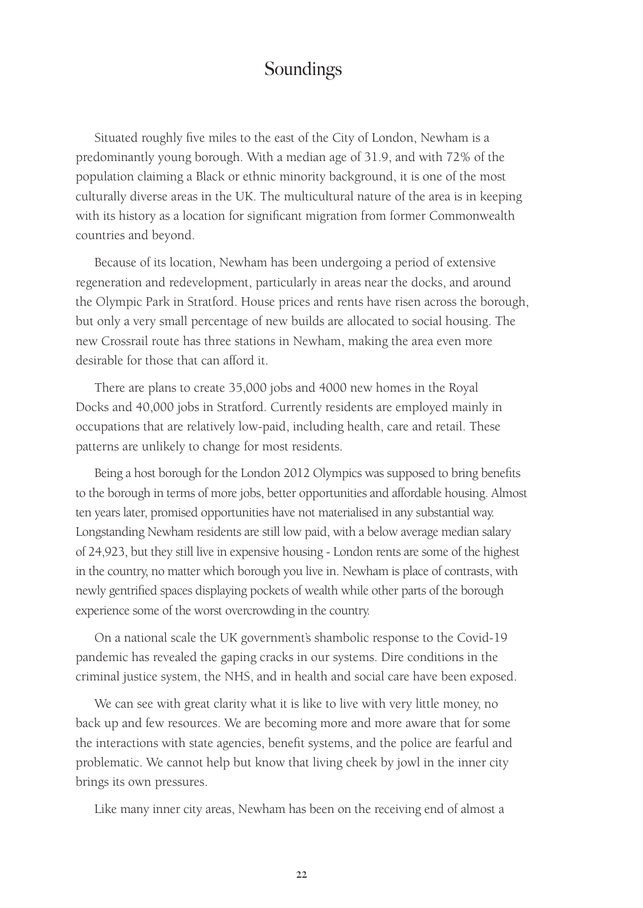# Soundings

Situated roughly five miles to the east of the City of London, Newham is a predominantly young borough. With a median age of 31.9, and with 72% of the population claiming a Black or ethnic minority background, it is one of the most culturally diverse areas in the UK. The multicultural nature of the area is in keeping with its history as a location for significant migration from former Commonwealth countries and beyond.

Because of its location, Newham has been undergoing a period of extensive regeneration and redevelopment, particularly in areas near the docks, and around the Olympic Park in Stratford. House prices and rents have risen across the borough, but only a very small percentage of new builds are allocated to social housing. The new Crossrail route has three stations in Newham, making the area even more desirable for those that can afford it.

There are plans to create 35,000 jobs and 4000 new homes in the Royal Docks and 40,000 jobs in Stratford. Currently residents are employed mainly in occupations that are relatively low-paid, including health, care and retail. These patterns are unlikely to change for most residents.

Being a host borough for the London 2012 Olympics was supposed to bring benefits to the borough in terms of more jobs, better opportunities and affordable housing. Almost ten years later, promised opportunities have not materialised in any substantial way. Longstanding Newham residents are still low paid, with a below average median salary of 24,923, but they still live in expensive housing - London rents are some of the highest in the country, no matter which borough you live in. Newham is place of contrasts, with newly gentrified spaces displaying pockets of wealth while other parts of the borough experience some of the worst overcrowding in the country.

On a national scale the UK government's shambolic response to the Covid-19 pandemic has revealed the gaping cracks in our systems. Dire conditions in the criminal justice system, the NHS, and in health and social care have been exposed.

We can see with great clarity what it is like to live with very little money, no back up and few resources. We are becoming more and more aware that for some the interactions with state agencies, benefit systems, and the police are fearful and problematic. We cannot help but know that living cheek by jowl in the inner city brings its own pressures.

Like many inner city areas, Newham has been on the receiving end of almost a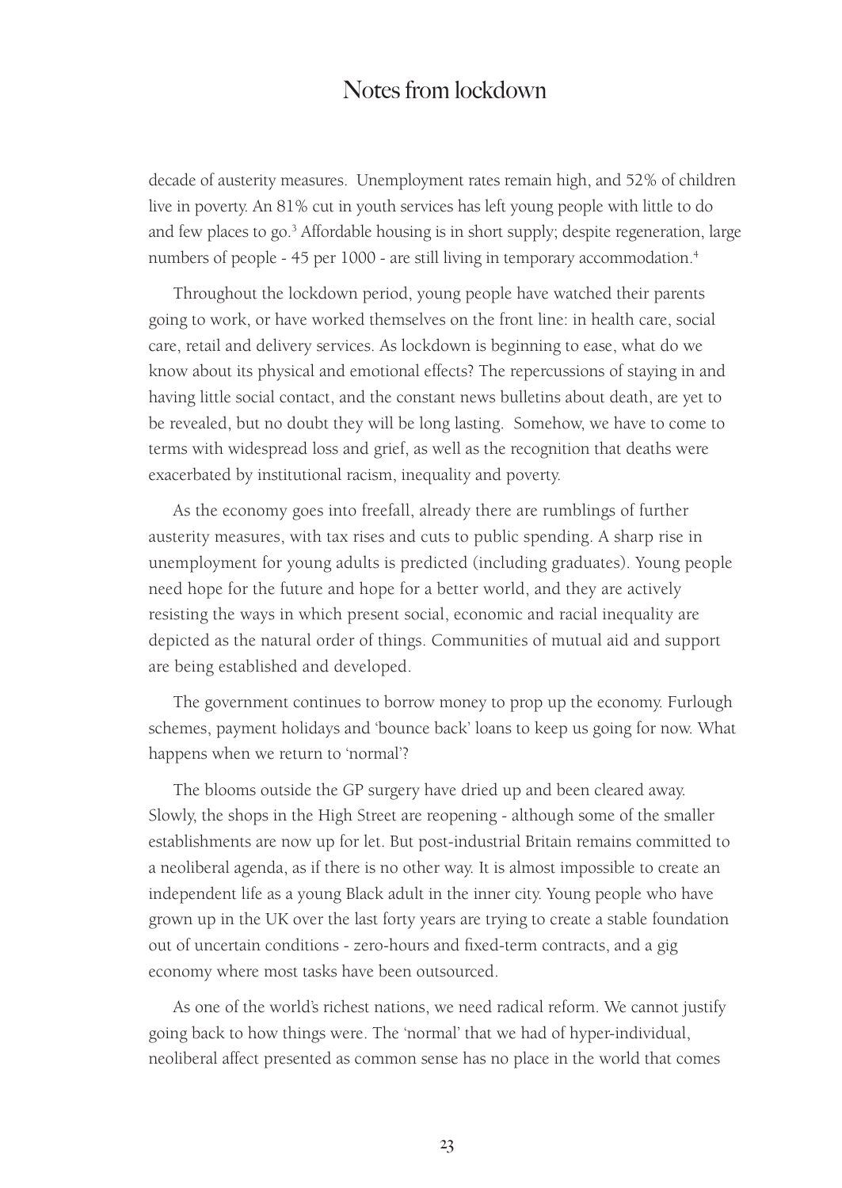decade of austerity measures. Unemployment rates remain high, and 52% of children live in poverty. An 81% cut in youth services has left young people with little to do and few places to go.[3] Affordable housing is in short supply; despite regeneration, large numbers of people - 45 per 1000 - are still living in temporary accommodation.[4]

Throughout the lockdown period, young people have watched their parents going to work, or have worked themselves on the front line: in health care, social care, retail and delivery services. As lockdown is beginning to ease, what do we know about its physical and emotional effects? The repercussions of staying in and having little social contact, and the constant news bulletins about death, are yet to be revealed, but no doubt they will be long lasting. Somehow, we have to come to terms with widespread loss and grief, as well as the recognition that deaths were exacerbated by institutional racism, inequality and poverty.

As the economy goes into freefall, already there are rumblings of further austerity measures, with tax rises and cuts to public spending. A sharp rise in unemployment for young adults is predicted (including graduates). Young people need hope for the future and hope for a better world, and they are actively resisting the ways in which present social, economic and racial inequality are depicted as the natural order of things. Communities of mutual aid and support are being established and developed.

The government continues to borrow money to prop up the economy. Furlough schemes, payment holidays and 'bounce back' loans to keep us going for now. What happens when we return to 'normal'?

The blooms outside the GP surgery have dried up and been cleared away. Slowly, the shops in the High Street are reopening - although some of the smaller establishments are now up for let. But post-industrial Britain remains committed to a neoliberal agenda, as if there is no other way. It is almost impossible to create an independent life as a young Black adult in the inner city. Young people who have grown up in the UK over the last forty years are trying to create a stable foundation out of uncertain conditions - zero-hours and fixed-term contracts, and a gig economy where most tasks have been outsourced.

As one of the world's richest nations, we need radical reform. We cannot justify going back to how things were. The 'normal' that we had of hyper-individual, neoliberal affect presented as common sense has no place in the world that comes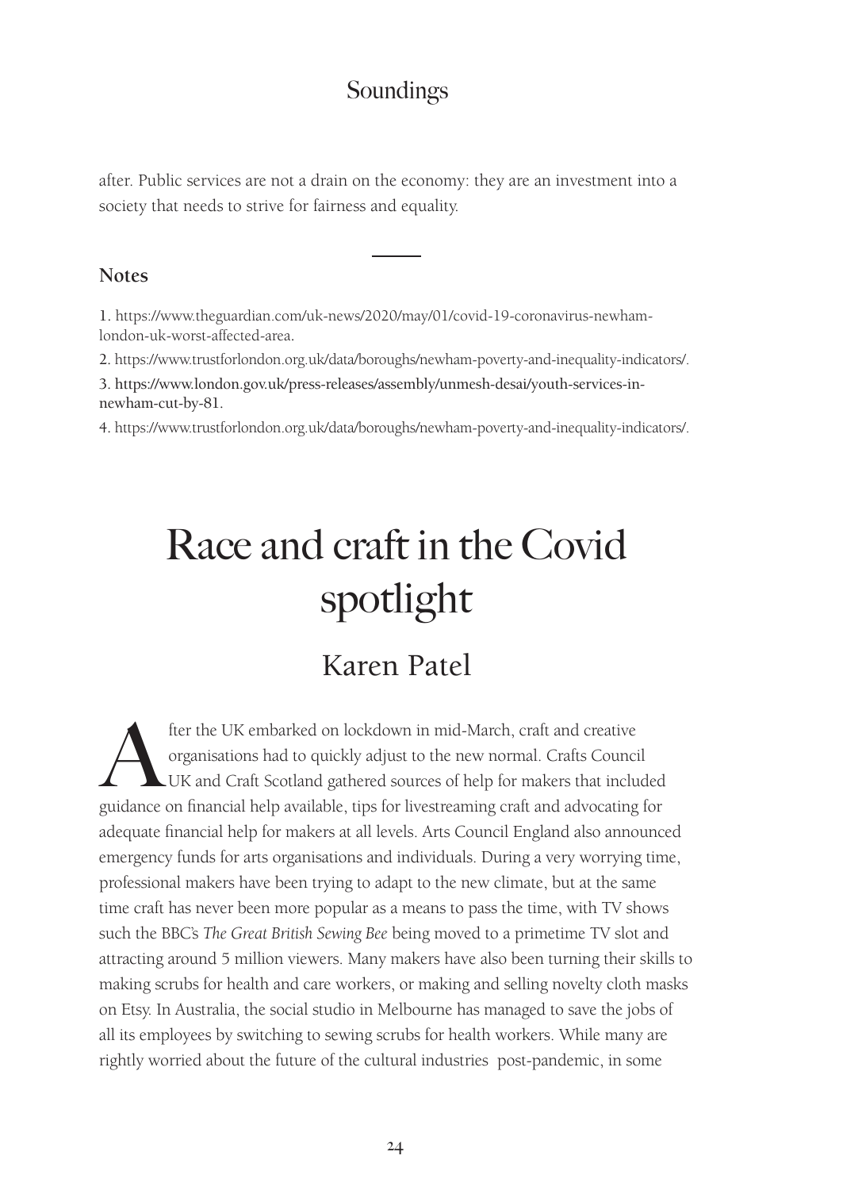after. Public services are not a drain on the economy: they are an investment into a society that needs to strive for fairness and equality.

**Notes**

1. https://www.theguardian.com/uk-news/2020/may/01/covid-19-coronavirus-newham-london-uk-worst-affected-area.

2. https://www.trustforlondon.org.uk/data/boroughs/newham-poverty-and-inequality-indicators/.

3. https://www.london.gov.uk/press-releases/assembly/unmesh-desai/youth-services-in-newham-cut-by-81.

4. https://www.trustforlondon.org.uk/data/boroughs/newham-poverty-and-inequality-indicators/.

# Race and craft in the Covid spotlight

## Karen Patel

After the UK embarked on lockdown in mid-March, craft and creative organisations had to quickly adjust to the new normal. Crafts Council UK and Craft Scotland gathered sources of help for makers that included guidance on financial help available, tips for livestreaming craft and advocating for adequate financial help for makers at all levels. Arts Council England also announced emergency funds for arts organisations and individuals. During a very worrying time, professional makers have been trying to adapt to the new climate, but at the same time craft has never been more popular as a means to pass the time, with TV shows such the BBC's *The Great British Sewing Bee* being moved to a primetime TV slot and attracting around 5 million viewers. Many makers have also been turning their skills to making scrubs for health and care workers, or making and selling novelty cloth masks on Etsy. In Australia, the social studio in Melbourne has managed to save the jobs of all its employees by switching to sewing scrubs for health workers. While many are rightly worried about the future of the cultural industries post-pandemic, in some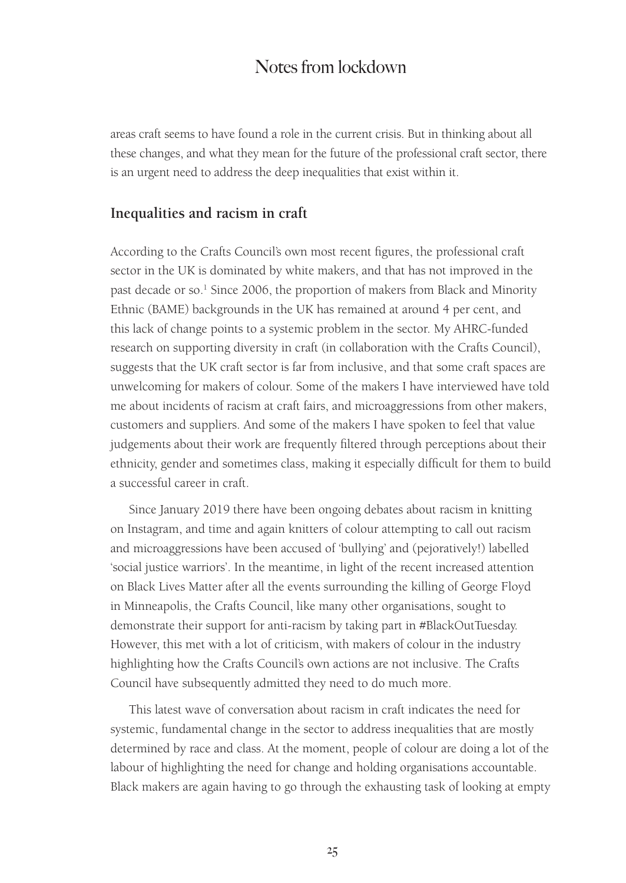areas craft seems to have found a role in the current crisis. But in thinking about all these changes, and what they mean for the future of the professional craft sector, there is an urgent need to address the deep inequalities that exist within it.

## Inequalities and racism in craft

According to the Crafts Council's own most recent figures, the professional craft sector in the UK is dominated by white makers, and that has not improved in the past decade or so.[1] Since 2006, the proportion of makers from Black and Minority Ethnic (BAME) backgrounds in the UK has remained at around 4 per cent, and this lack of change points to a systemic problem in the sector. My AHRC-funded research on supporting diversity in craft (in collaboration with the Crafts Council), suggests that the UK craft sector is far from inclusive, and that some craft spaces are unwelcoming for makers of colour. Some of the makers I have interviewed have told me about incidents of racism at craft fairs, and microaggressions from other makers, customers and suppliers. And some of the makers I have spoken to feel that value judgements about their work are frequently filtered through perceptions about their ethnicity, gender and sometimes class, making it especially difficult for them to build a successful career in craft.

Since January 2019 there have been ongoing debates about racism in knitting on Instagram, and time and again knitters of colour attempting to call out racism and microaggressions have been accused of 'bullying' and (pejoratively!) labelled 'social justice warriors'. In the meantime, in light of the recent increased attention on Black Lives Matter after all the events surrounding the killing of George Floyd in Minneapolis, the Crafts Council, like many other organisations, sought to demonstrate their support for anti-racism by taking part in #BlackOutTuesday. However, this met with a lot of criticism, with makers of colour in the industry highlighting how the Crafts Council's own actions are not inclusive. The Crafts Council have subsequently admitted they need to do much more.

This latest wave of conversation about racism in craft indicates the need for systemic, fundamental change in the sector to address inequalities that are mostly determined by race and class. At the moment, people of colour are doing a lot of the labour of highlighting the need for change and holding organisations accountable. Black makers are again having to go through the exhausting task of looking at empty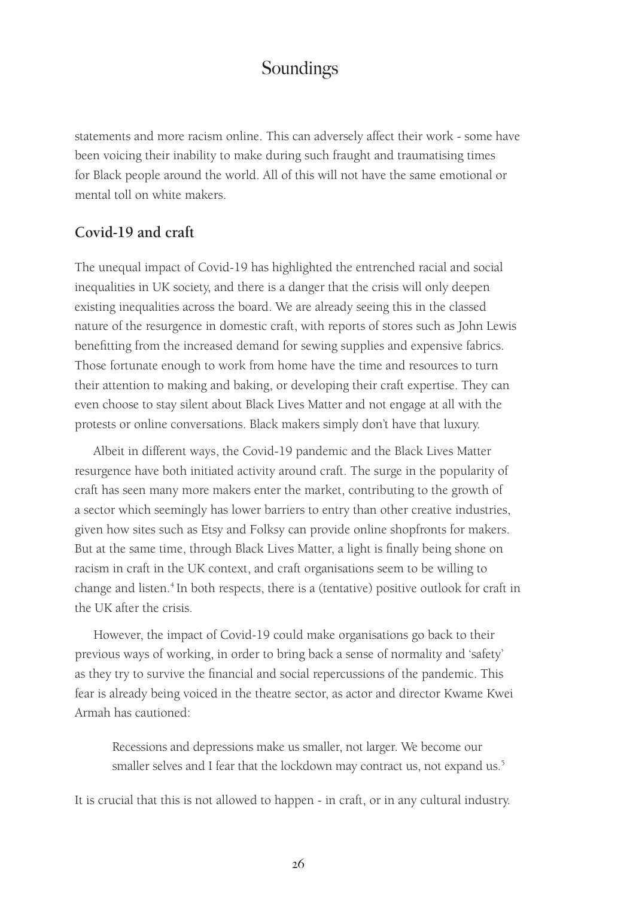statements and more racism online. This can adversely affect their work - some have been voicing their inability to make during such fraught and traumatising times for Black people around the world. All of this will not have the same emotional or mental toll on white makers.

## Covid-19 and craft

The unequal impact of Covid-19 has highlighted the entrenched racial and social inequalities in UK society, and there is a danger that the crisis will only deepen existing inequalities across the board. We are already seeing this in the classed nature of the resurgence in domestic craft, with reports of stores such as John Lewis benefitting from the increased demand for sewing supplies and expensive fabrics. Those fortunate enough to work from home have the time and resources to turn their attention to making and baking, or developing their craft expertise. They can even choose to stay silent about Black Lives Matter and not engage at all with the protests or online conversations. Black makers simply don't have that luxury.

Albeit in different ways, the Covid-19 pandemic and the Black Lives Matter resurgence have both initiated activity around craft. The surge in the popularity of craft has seen many more makers enter the market, contributing to the growth of a sector which seemingly has lower barriers to entry than other creative industries, given how sites such as Etsy and Folksy can provide online shopfronts for makers. But at the same time, through Black Lives Matter, a light is finally being shone on racism in craft in the UK context, and craft organisations seem to be willing to change and listen.[4] In both respects, there is a (tentative) positive outlook for craft in the UK after the crisis.

However, the impact of Covid-19 could make organisations go back to their previous ways of working, in order to bring back a sense of normality and 'safety' as they try to survive the financial and social repercussions of the pandemic. This fear is already being voiced in the theatre sector, as actor and director Kwame Kwei Armah has cautioned:

> Recessions and depressions make us smaller, not larger. We become our smaller selves and I fear that the lockdown may contract us, not expand us.[5]

It is crucial that this is not allowed to happen - in craft, or in any cultural industry.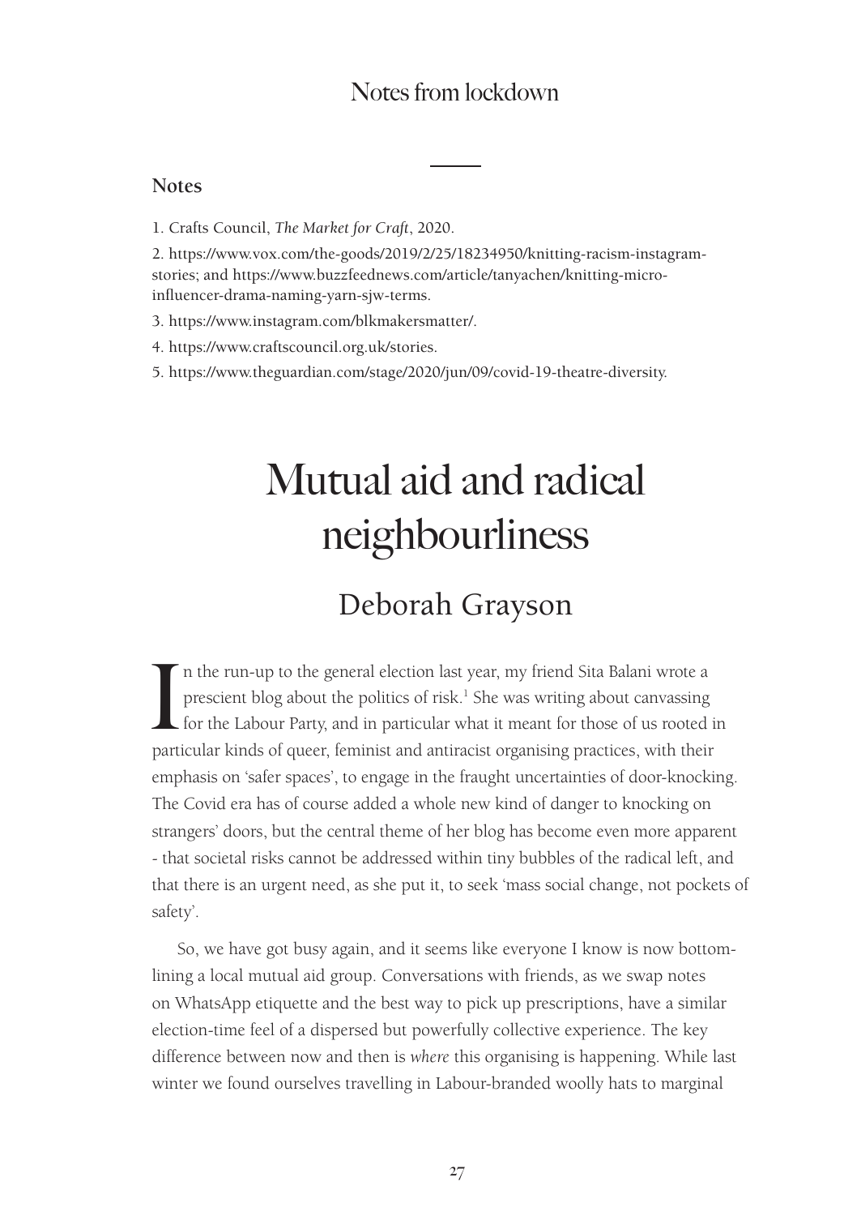## Notes

1. Crafts Council, *The Market for Craft*, 2020.

2. https://www.vox.com/the-goods/2019/2/25/18234950/knitting-racism-instagram-stories; and https://www.buzzfeednews.com/article/tanyachen/knitting-micro-influencer-drama-naming-yarn-sjw-terms.

3. https://www.instagram.com/blkmakersmatter/.

4. https://www.craftscouncil.org.uk/stories.

5. https://www.theguardian.com/stage/2020/jun/09/covid-19-theatre-diversity.

# Mutual aid and radical neighbourliness

## Deborah Grayson

In the run-up to the general election last year, my friend Sita Balani wrote a prescient blog about the politics of risk.[1] She was writing about canvassing for the Labour Party, and in particular what it meant for those of us rooted in particular kinds of queer, feminist and antiracist organising practices, with their emphasis on 'safer spaces', to engage in the fraught uncertainties of door-knocking. The Covid era has of course added a whole new kind of danger to knocking on strangers' doors, but the central theme of her blog has become even more apparent - that societal risks cannot be addressed within tiny bubbles of the radical left, and that there is an urgent need, as she put it, to seek 'mass social change, not pockets of safety'.

So, we have got busy again, and it seems like everyone I know is now bottom-lining a local mutual aid group. Conversations with friends, as we swap notes on WhatsApp etiquette and the best way to pick up prescriptions, have a similar election-time feel of a dispersed but powerfully collective experience. The key difference between now and then is *where* this organising is happening. While last winter we found ourselves travelling in Labour-branded woolly hats to marginal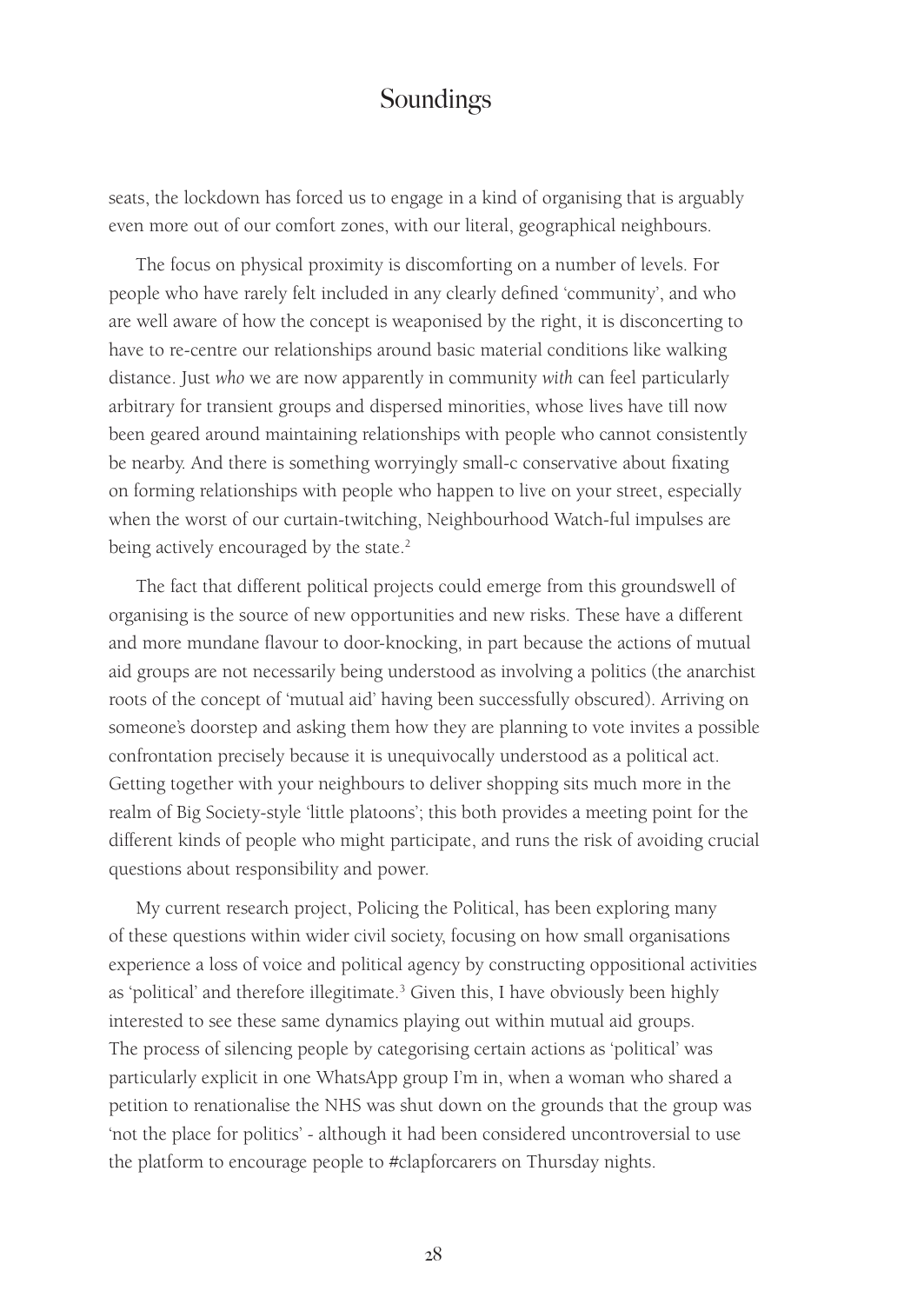seats, the lockdown has forced us to engage in a kind of organising that is arguably even more out of our comfort zones, with our literal, geographical neighbours.

The focus on physical proximity is discomforting on a number of levels. For people who have rarely felt included in any clearly defined 'community', and who are well aware of how the concept is weaponised by the right, it is disconcerting to have to re-centre our relationships around basic material conditions like walking distance. Just *who* we are now apparently in community *with* can feel particularly arbitrary for transient groups and dispersed minorities, whose lives have till now been geared around maintaining relationships with people who cannot consistently be nearby. And there is something worryingly small-c conservative about fixating on forming relationships with people who happen to live on your street, especially when the worst of our curtain-twitching, Neighbourhood Watch-ful impulses are being actively encouraged by the state.[2]

The fact that different political projects could emerge from this groundswell of organising is the source of new opportunities and new risks. These have a different and more mundane flavour to door-knocking, in part because the actions of mutual aid groups are not necessarily being understood as involving a politics (the anarchist roots of the concept of 'mutual aid' having been successfully obscured). Arriving on someone's doorstep and asking them how they are planning to vote invites a possible confrontation precisely because it is unequivocally understood as a political act. Getting together with your neighbours to deliver shopping sits much more in the realm of Big Society-style 'little platoons'; this both provides a meeting point for the different kinds of people who might participate, and runs the risk of avoiding crucial questions about responsibility and power.

My current research project, Policing the Political, has been exploring many of these questions within wider civil society, focusing on how small organisations experience a loss of voice and political agency by constructing oppositional activities as 'political' and therefore illegitimate.[3] Given this, I have obviously been highly interested to see these same dynamics playing out within mutual aid groups. The process of silencing people by categorising certain actions as 'political' was particularly explicit in one WhatsApp group I'm in, when a woman who shared a petition to renationalise the NHS was shut down on the grounds that the group was 'not the place for politics' - although it had been considered uncontroversial to use the platform to encourage people to #clapforcarers on Thursday nights.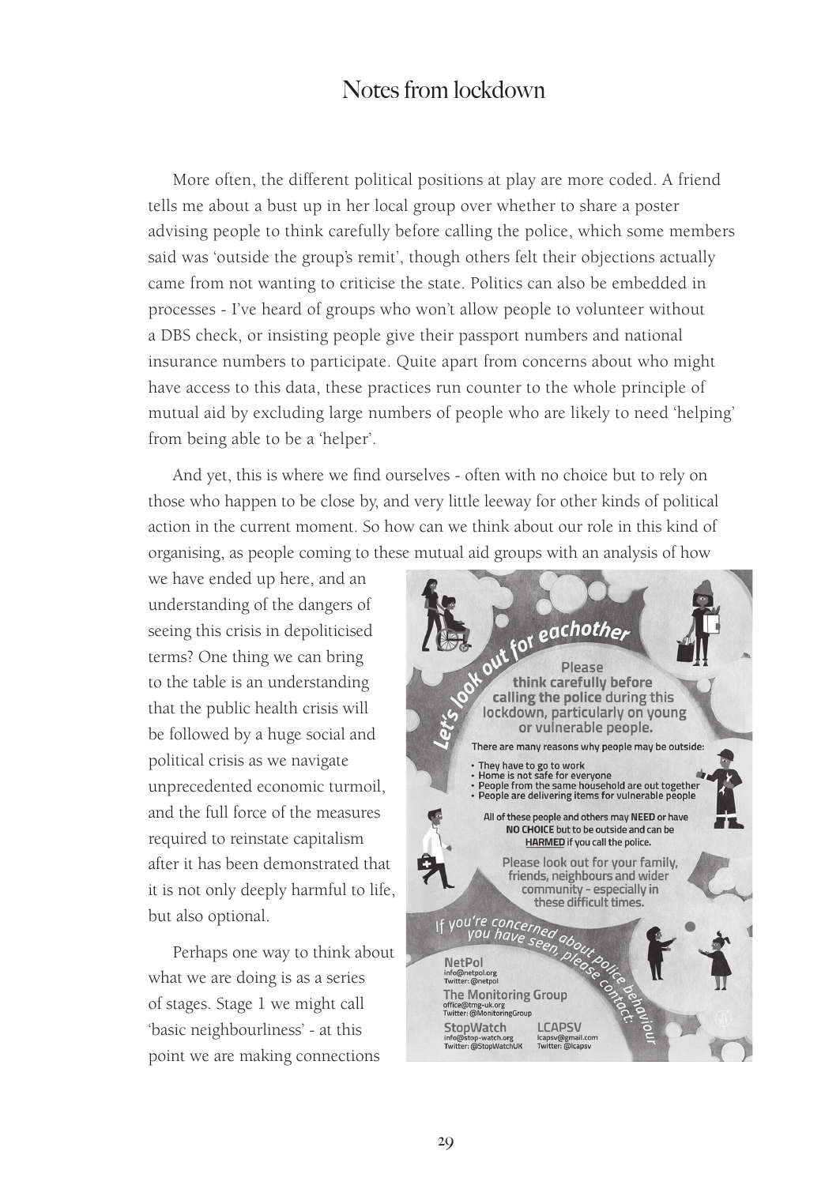More often, the different political positions at play are more coded. A friend tells me about a bust up in her local group over whether to share a poster advising people to think carefully before calling the police, which some members said was 'outside the group's remit', though others felt their objections actually came from not wanting to criticise the state. Politics can also be embedded in processes - I've heard of groups who won't allow people to volunteer without a DBS check, or insisting people give their passport numbers and national insurance numbers to participate. Quite apart from concerns about who might have access to this data, these practices run counter to the whole principle of mutual aid by excluding large numbers of people who are likely to need 'helping' from being able to be a 'helper'.

And yet, this is where we find ourselves - often with no choice but to rely on those who happen to be close by, and very little leeway for other kinds of political action in the current moment. So how can we think about our role in this kind of organising, as people coming to these mutual aid groups with an analysis of how we have ended up here, and an understanding of the dangers of seeing this crisis in depoliticised terms? One thing we can bring to the table is an understanding that the public health crisis will be followed by a huge social and political crisis as we navigate unprecedented economic turmoil, and the full force of the measures required to reinstate capitalism after it has been demonstrated that it is not only deeply harmful to life, but also optional.

Perhaps one way to think about what we are doing is as a series of stages. Stage 1 we might call 'basic neighbourliness' - at this point we are making connections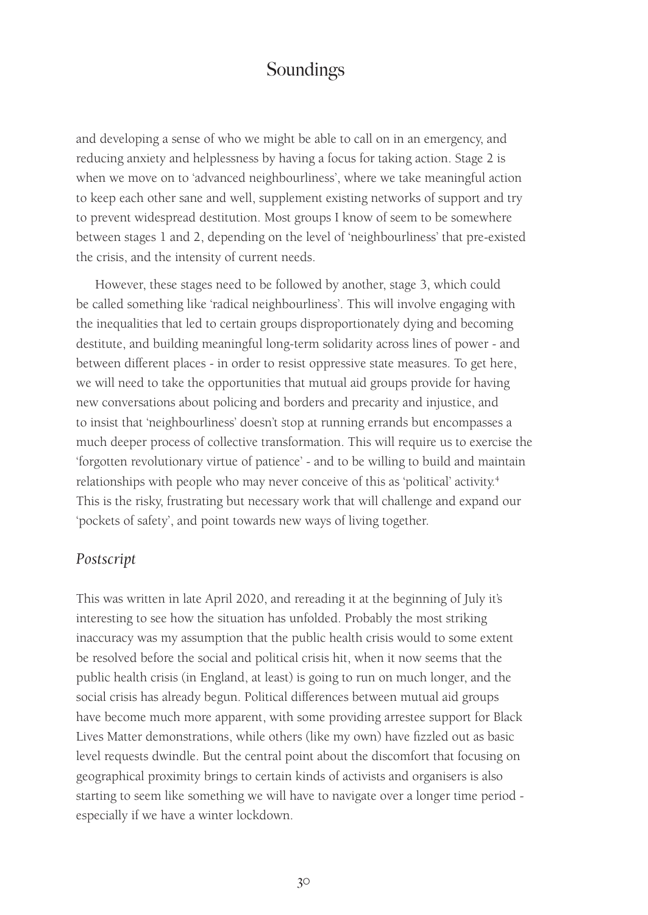and developing a sense of who we might be able to call on in an emergency, and reducing anxiety and helplessness by having a focus for taking action. Stage 2 is when we move on to 'advanced neighbourliness', where we take meaningful action to keep each other sane and well, supplement existing networks of support and try to prevent widespread destitution. Most groups I know of seem to be somewhere between stages 1 and 2, depending on the level of 'neighbourliness' that pre-existed the crisis, and the intensity of current needs.

However, these stages need to be followed by another, stage 3, which could be called something like 'radical neighbourliness'. This will involve engaging with the inequalities that led to certain groups disproportionately dying and becoming destitute, and building meaningful long-term solidarity across lines of power - and between different places - in order to resist oppressive state measures. To get here, we will need to take the opportunities that mutual aid groups provide for having new conversations about policing and borders and precarity and injustice, and to insist that 'neighbourliness' doesn't stop at running errands but encompasses a much deeper process of collective transformation. This will require us to exercise the 'forgotten revolutionary virtue of patience' - and to be willing to build and maintain relationships with people who may never conceive of this as 'political' activity.[4] This is the risky, frustrating but necessary work that will challenge and expand our 'pockets of safety', and point towards new ways of living together.

## *Postscript*

This was written in late April 2020, and rereading it at the beginning of July it's interesting to see how the situation has unfolded. Probably the most striking inaccuracy was my assumption that the public health crisis would to some extent be resolved before the social and political crisis hit, when it now seems that the public health crisis (in England, at least) is going to run on much longer, and the social crisis has already begun. Political differences between mutual aid groups have become much more apparent, with some providing arrestee support for Black Lives Matter demonstrations, while others (like my own) have fizzled out as basic level requests dwindle. But the central point about the discomfort that focusing on geographical proximity brings to certain kinds of activists and organisers is also starting to seem like something we will have to navigate over a longer time period - especially if we have a winter lockdown.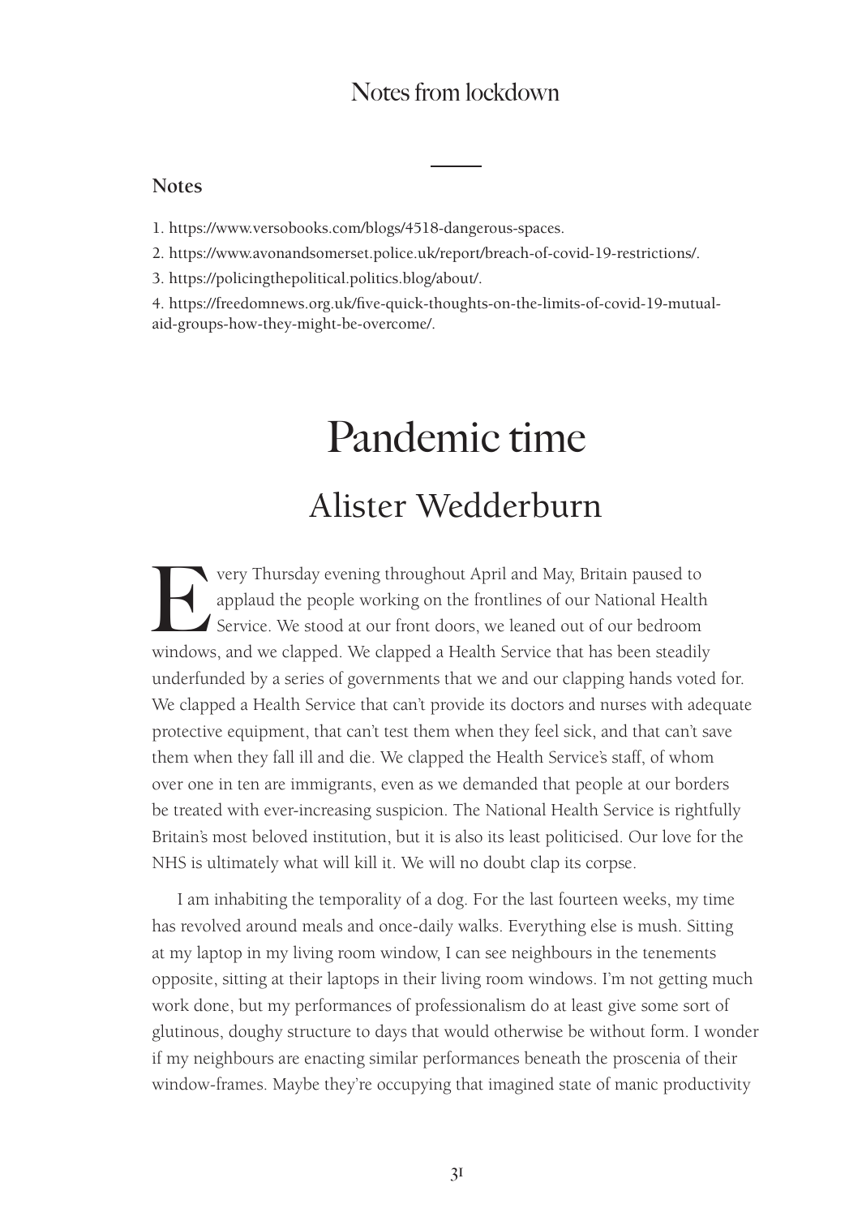## Notes

1. https://www.versobooks.com/blogs/4518-dangerous-spaces.
2. https://www.avonandsomerset.police.uk/report/breach-of-covid-19-restrictions/.
3. https://policingthepolitical.politics.blog/about/.
4. https://freedomnews.org.uk/five-quick-thoughts-on-the-limits-of-covid-19-mutual-aid-groups-how-they-might-be-overcome/.

# Pandemic time

## Alister Wedderburn

Every Thursday evening throughout April and May, Britain paused to applaud the people working on the frontlines of our National Health Service. We stood at our front doors, we leaned out of our bedroom windows, and we clapped. We clapped a Health Service that has been steadily underfunded by a series of governments that we and our clapping hands voted for. We clapped a Health Service that can't provide its doctors and nurses with adequate protective equipment, that can't test them when they feel sick, and that can't save them when they fall ill and die. We clapped the Health Service's staff, of whom over one in ten are immigrants, even as we demanded that people at our borders be treated with ever-increasing suspicion. The National Health Service is rightfully Britain's most beloved institution, but it is also its least politicised. Our love for the NHS is ultimately what will kill it. We will no doubt clap its corpse.

I am inhabiting the temporality of a dog. For the last fourteen weeks, my time has revolved around meals and once-daily walks. Everything else is mush. Sitting at my laptop in my living room window, I can see neighbours in the tenements opposite, sitting at their laptops in their living room windows. I'm not getting much work done, but my performances of professionalism do at least give some sort of glutinous, doughy structure to days that would otherwise be without form. I wonder if my neighbours are enacting similar performances beneath the proscenia of their window-frames. Maybe they're occupying that imagined state of manic productivity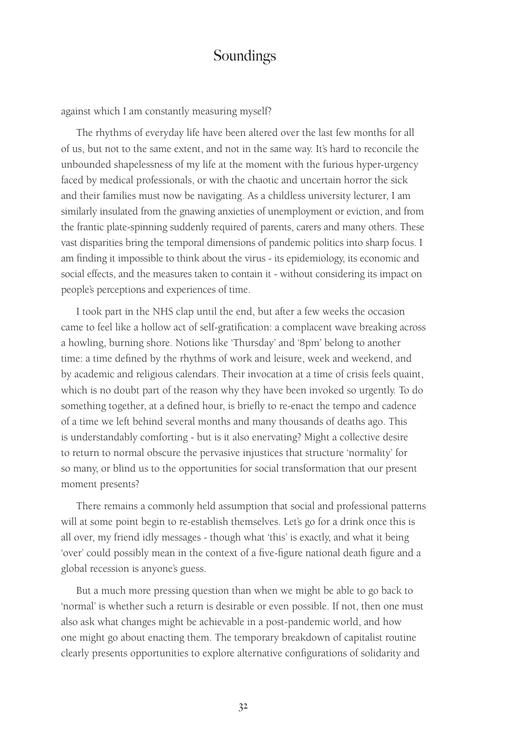against which I am constantly measuring myself?

The rhythms of everyday life have been altered over the last few months for all of us, but not to the same extent, and not in the same way. It's hard to reconcile the unbounded shapelessness of my life at the moment with the furious hyper-urgency faced by medical professionals, or with the chaotic and uncertain horror the sick and their families must now be navigating. As a childless university lecturer, I am similarly insulated from the gnawing anxieties of unemployment or eviction, and from the frantic plate-spinning suddenly required of parents, carers and many others. These vast disparities bring the temporal dimensions of pandemic politics into sharp focus. I am finding it impossible to think about the virus - its epidemiology, its economic and social effects, and the measures taken to contain it - without considering its impact on people's perceptions and experiences of time.

I took part in the NHS clap until the end, but after a few weeks the occasion came to feel like a hollow act of self-gratification: a complacent wave breaking across a howling, burning shore. Notions like 'Thursday' and '8pm' belong to another time: a time defined by the rhythms of work and leisure, week and weekend, and by academic and religious calendars. Their invocation at a time of crisis feels quaint, which is no doubt part of the reason why they have been invoked so urgently. To do something together, at a defined hour, is briefly to re-enact the tempo and cadence of a time we left behind several months and many thousands of deaths ago. This is understandably comforting - but is it also enervating? Might a collective desire to return to normal obscure the pervasive injustices that structure 'normality' for so many, or blind us to the opportunities for social transformation that our present moment presents?

There remains a commonly held assumption that social and professional patterns will at some point begin to re-establish themselves. Let's go for a drink once this is all over, my friend idly messages - though what 'this' is exactly, and what it being 'over' could possibly mean in the context of a five-figure national death figure and a global recession is anyone's guess.

But a much more pressing question than when we might be able to go back to 'normal' is whether such a return is desirable or even possible. If not, then one must also ask what changes might be achievable in a post-pandemic world, and how one might go about enacting them. The temporary breakdown of capitalist routine clearly presents opportunities to explore alternative configurations of solidarity and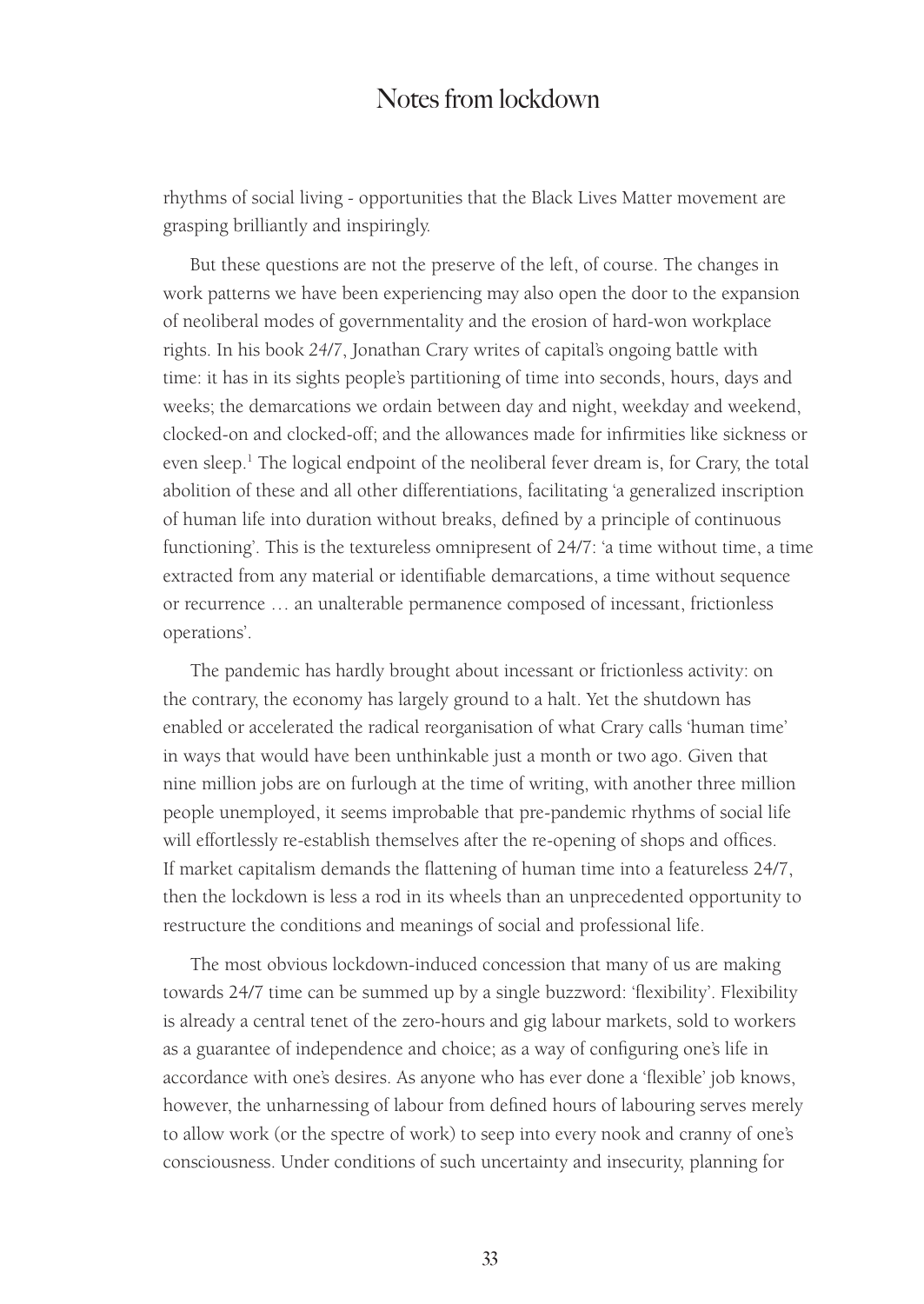rhythms of social living - opportunities that the Black Lives Matter movement are grasping brilliantly and inspiringly.

But these questions are not the preserve of the left, of course. The changes in work patterns we have been experiencing may also open the door to the expansion of neoliberal modes of governmentality and the erosion of hard-won workplace rights. In his book *24/7*, Jonathan Crary writes of capital's ongoing battle with time: it has in its sights people's partitioning of time into seconds, hours, days and weeks; the demarcations we ordain between day and night, weekday and weekend, clocked-on and clocked-off; and the allowances made for infirmities like sickness or even sleep.[1] The logical endpoint of the neoliberal fever dream is, for Crary, the total abolition of these and all other differentiations, facilitating 'a generalized inscription of human life into duration without breaks, defined by a principle of continuous functioning'. This is the textureless omnipresent of 24/7: 'a time without time, a time extracted from any material or identifiable demarcations, a time without sequence or recurrence … an unalterable permanence composed of incessant, frictionless operations'.

The pandemic has hardly brought about incessant or frictionless activity: on the contrary, the economy has largely ground to a halt. Yet the shutdown has enabled or accelerated the radical reorganisation of what Crary calls 'human time' in ways that would have been unthinkable just a month or two ago. Given that nine million jobs are on furlough at the time of writing, with another three million people unemployed, it seems improbable that pre-pandemic rhythms of social life will effortlessly re-establish themselves after the re-opening of shops and offices. If market capitalism demands the flattening of human time into a featureless 24/7, then the lockdown is less a rod in its wheels than an unprecedented opportunity to restructure the conditions and meanings of social and professional life.

The most obvious lockdown-induced concession that many of us are making towards 24/7 time can be summed up by a single buzzword: 'flexibility'. Flexibility is already a central tenet of the zero-hours and gig labour markets, sold to workers as a guarantee of independence and choice; as a way of configuring one's life in accordance with one's desires. As anyone who has ever done a 'flexible' job knows, however, the unharnessing of labour from defined hours of labouring serves merely to allow work (or the spectre of work) to seep into every nook and cranny of one's consciousness. Under conditions of such uncertainty and insecurity, planning for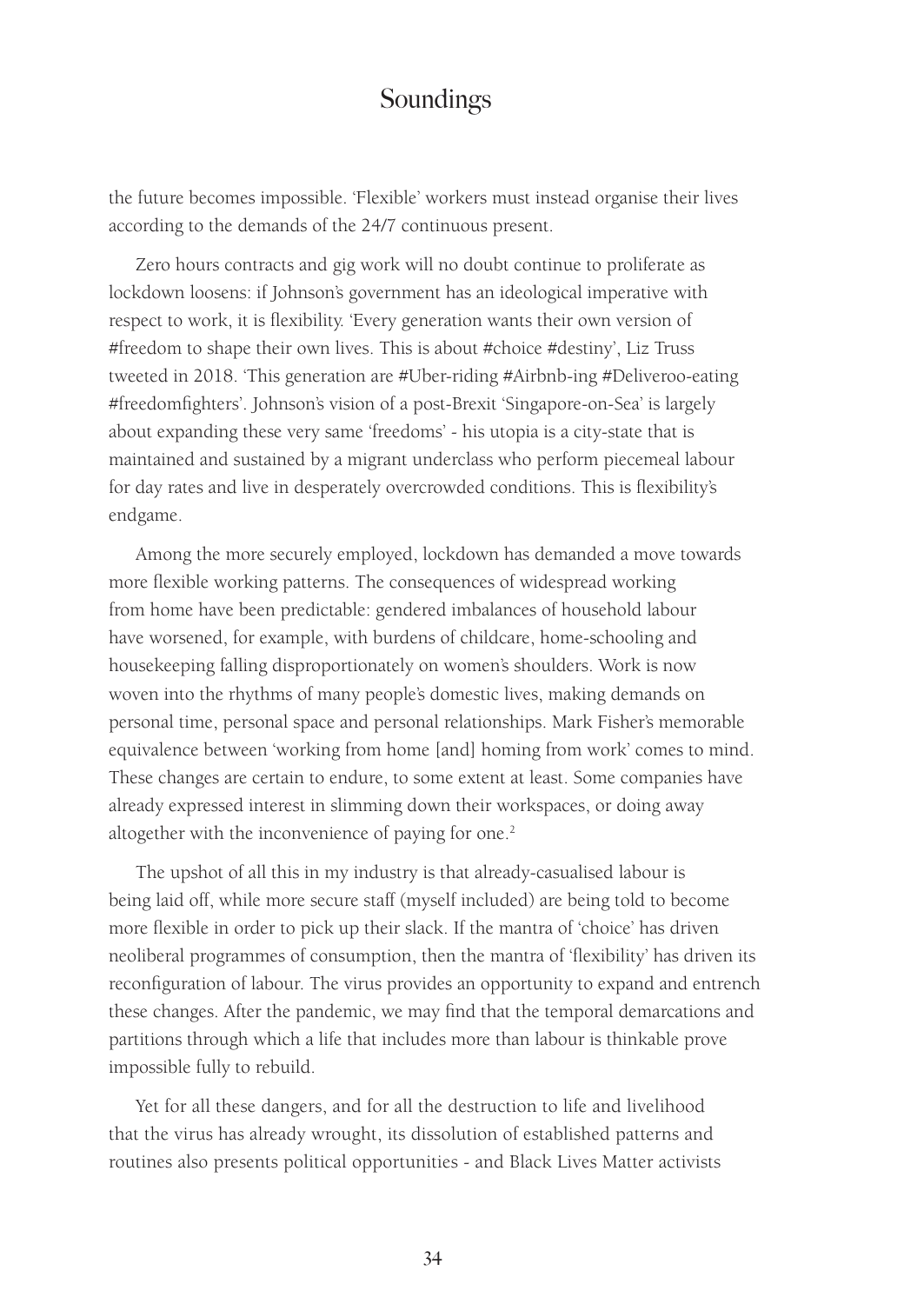the future becomes impossible. 'Flexible' workers must instead organise their lives according to the demands of the 24/7 continuous present.

Zero hours contracts and gig work will no doubt continue to proliferate as lockdown loosens: if Johnson's government has an ideological imperative with respect to work, it is flexibility. 'Every generation wants their own version of #freedom to shape their own lives. This is about #choice #destiny', Liz Truss tweeted in 2018. 'This generation are #Uber-riding #Airbnb-ing #Deliveroo-eating #freedomfighters'. Johnson's vision of a post-Brexit 'Singapore-on-Sea' is largely about expanding these very same 'freedoms' - his utopia is a city-state that is maintained and sustained by a migrant underclass who perform piecemeal labour for day rates and live in desperately overcrowded conditions. This is flexibility's endgame.

Among the more securely employed, lockdown has demanded a move towards more flexible working patterns. The consequences of widespread working from home have been predictable: gendered imbalances of household labour have worsened, for example, with burdens of childcare, home-schooling and housekeeping falling disproportionately on women's shoulders. Work is now woven into the rhythms of many people's domestic lives, making demands on personal time, personal space and personal relationships. Mark Fisher's memorable equivalence between 'working from home [and] homing from work' comes to mind. These changes are certain to endure, to some extent at least. Some companies have already expressed interest in slimming down their workspaces, or doing away altogether with the inconvenience of paying for one.[2]

The upshot of all this in my industry is that already-casualised labour is being laid off, while more secure staff (myself included) are being told to become more flexible in order to pick up their slack. If the mantra of 'choice' has driven neoliberal programmes of consumption, then the mantra of 'flexibility' has driven its reconfiguration of labour. The virus provides an opportunity to expand and entrench these changes. After the pandemic, we may find that the temporal demarcations and partitions through which a life that includes more than labour is thinkable prove impossible fully to rebuild.

Yet for all these dangers, and for all the destruction to life and livelihood that the virus has already wrought, its dissolution of established patterns and routines also presents political opportunities - and Black Lives Matter activists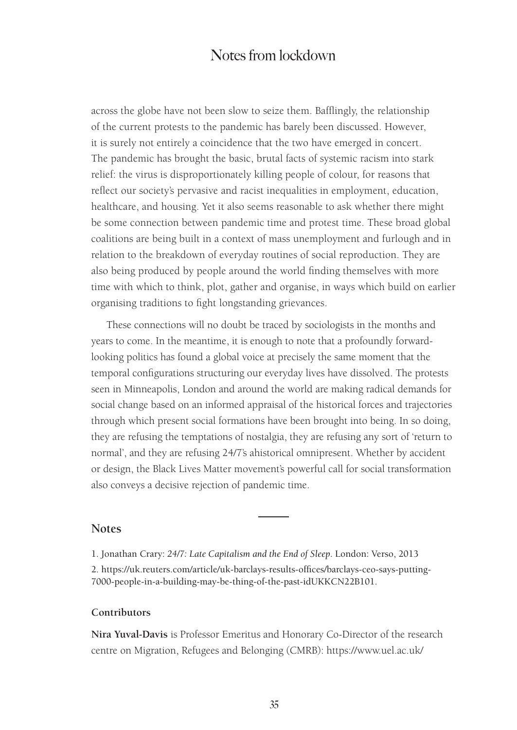across the globe have not been slow to seize them. Bafflingly, the relationship of the current protests to the pandemic has barely been discussed. However, it is surely not entirely a coincidence that the two have emerged in concert. The pandemic has brought the basic, brutal facts of systemic racism into stark relief: the virus is disproportionately killing people of colour, for reasons that reflect our society's pervasive and racist inequalities in employment, education, healthcare, and housing. Yet it also seems reasonable to ask whether there might be some connection between pandemic time and protest time. These broad global coalitions are being built in a context of mass unemployment and furlough and in relation to the breakdown of everyday routines of social reproduction. They are also being produced by people around the world finding themselves with more time with which to think, plot, gather and organise, in ways which build on earlier organising traditions to fight longstanding grievances.

These connections will no doubt be traced by sociologists in the months and years to come. In the meantime, it is enough to note that a profoundly forward-looking politics has found a global voice at precisely the same moment that the temporal configurations structuring our everyday lives have dissolved. The protests seen in Minneapolis, London and around the world are making radical demands for social change based on an informed appraisal of the historical forces and trajectories through which present social formations have been brought into being. In so doing, they are refusing the temptations of nostalgia, they are refusing any sort of 'return to normal', and they are refusing 24/7's ahistorical omnipresent. Whether by accident or design, the Black Lives Matter movement's powerful call for social transformation also conveys a decisive rejection of pandemic time.

## Notes

1. Jonathan Crary: *24/7: Late Capitalism and the End of Sleep*. London: Verso, 2013
2. https://uk.reuters.com/article/uk-barclays-results-offices/barclays-ceo-says-putting-7000-people-in-a-building-may-be-thing-of-the-past-idUKKCN22B101.

### Contributors

**Nira Yuval-Davis** is Professor Emeritus and Honorary Co-Director of the research centre on Migration, Refugees and Belonging (CMRB): https://www.uel.ac.uk/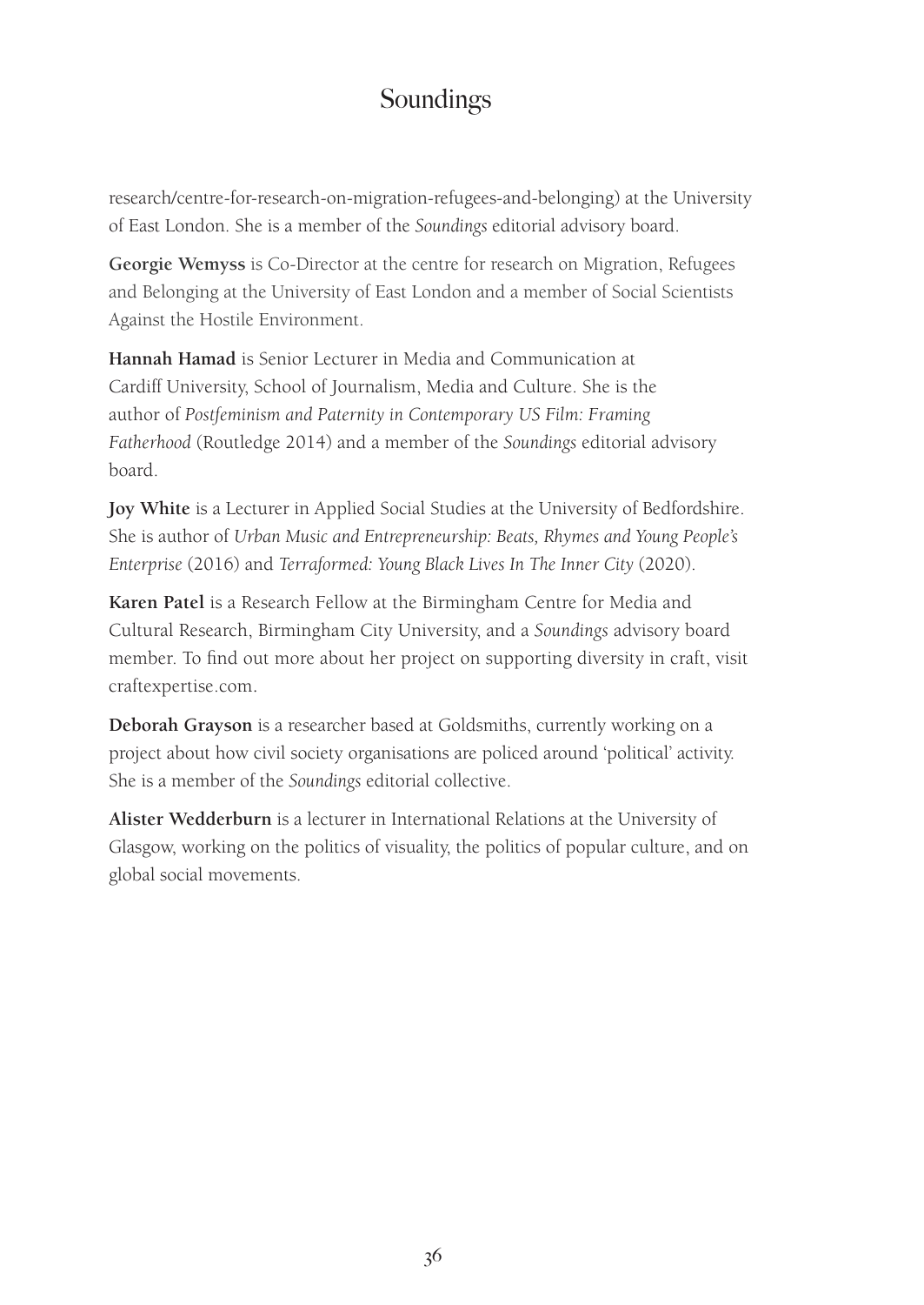research/centre-for-research-on-migration-refugees-and-belonging) at the University of East London. She is a member of the *Soundings* editorial advisory board.

**Georgie Wemyss** is Co-Director at the centre for research on Migration, Refugees and Belonging at the University of East London and a member of Social Scientists Against the Hostile Environment.

**Hannah Hamad** is Senior Lecturer in Media and Communication at Cardiff University, School of Journalism, Media and Culture. She is the author of *Postfeminism and Paternity in Contemporary US Film: Framing Fatherhood* (Routledge 2014) and a member of the *Soundings* editorial advisory board.

**Joy White** is a Lecturer in Applied Social Studies at the University of Bedfordshire. She is author of *Urban Music and Entrepreneurship: Beats, Rhymes and Young People's Enterprise* (2016) and *Terraformed: Young Black Lives In The Inner City* (2020).

**Karen Patel** is a Research Fellow at the Birmingham Centre for Media and Cultural Research, Birmingham City University, and a *Soundings* advisory board member. To find out more about her project on supporting diversity in craft, visit craftexpertise.com.

**Deborah Grayson** is a researcher based at Goldsmiths, currently working on a project about how civil society organisations are policed around 'political' activity. She is a member of the *Soundings* editorial collective.

**Alister Wedderburn** is a lecturer in International Relations at the University of Glasgow, working on the politics of visuality, the politics of popular culture, and on global social movements.